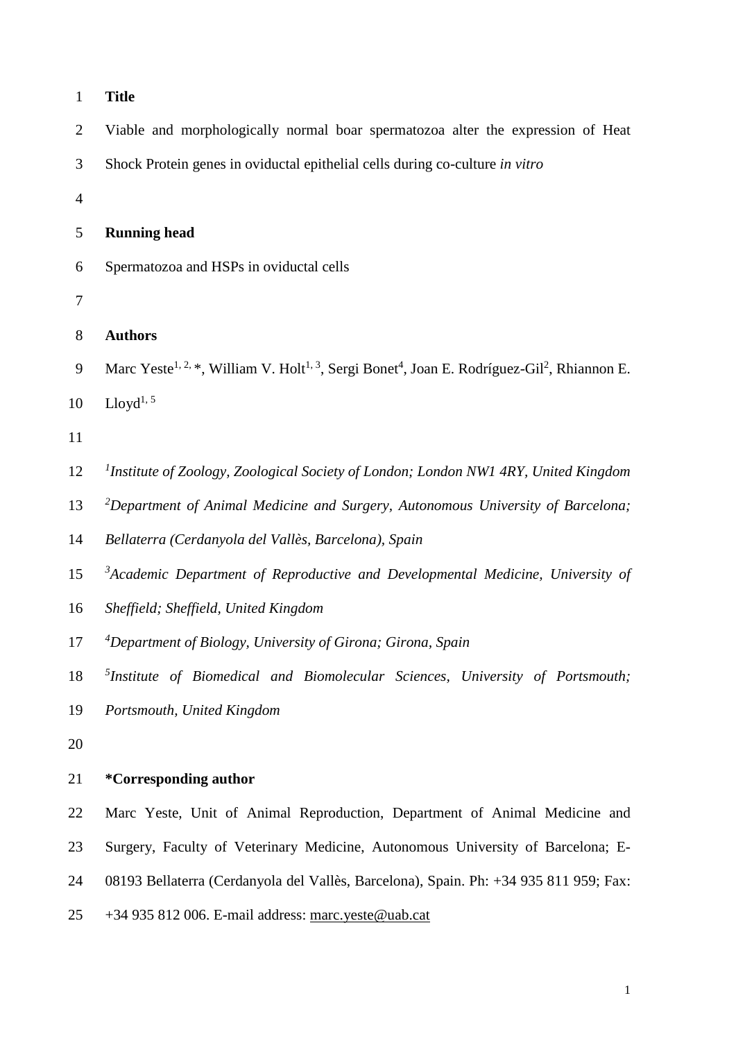## Title

Viable and morphologically normal boar spermatozoa alter the expression of Heat Shock Protein genes in oviductal epithelial cells during co-culture *in vitro*

## Running head

Spermatozoa and HSPs in oviductal cells

## Authors

Marc Yeste[1, 2, *], William V. Holt[1, 3], Sergi Bonet[4], Joan E. Rodríguez-Gil[2], Rhiannon E. Lloyd[1, 5]

[1]*Institute of Zoology, Zoological Society of London; London NW1 4RY, United Kingdom*

[2]*Department of Animal Medicine and Surgery, Autonomous University of Barcelona; Bellaterra (Cerdanyola del Vallès, Barcelona), Spain*

[3]*Academic Department of Reproductive and Developmental Medicine, University of Sheffield; Sheffield, United Kingdom*

[4]*Department of Biology, University of Girona; Girona, Spain*

[5]*Institute of Biomedical and Biomolecular Sciences, University of Portsmouth; Portsmouth, United Kingdom*

## *Corresponding author

Marc Yeste, Unit of Animal Reproduction, Department of Animal Medicine and Surgery, Faculty of Veterinary Medicine, Autonomous University of Barcelona; E-08193 Bellaterra (Cerdanyola del Vallès, Barcelona), Spain. Ph: +34 935 811 959; Fax: +34 935 812 006. E-mail address: marc.yeste@uab.cat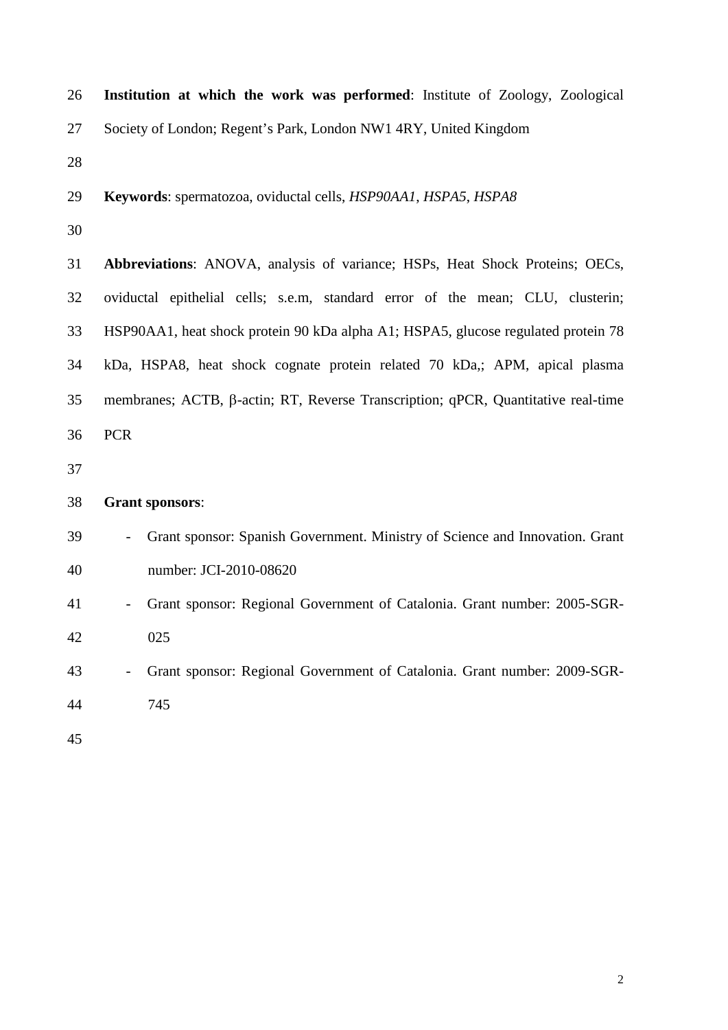**Institution at which the work was performed**: Institute of Zoology, Zoological Society of London; Regent's Park, London NW1 4RY, United Kingdom

**Keywords**: spermatozoa, oviductal cells, *HSP90AA1*, *HSPA5*, *HSPA8*

**Abbreviations**: ANOVA, analysis of variance; HSPs, Heat Shock Proteins; OECs, oviductal epithelial cells; s.e.m, standard error of the mean; CLU, clusterin; HSP90AA1, heat shock protein 90 kDa alpha A1; HSPA5, glucose regulated protein 78 kDa, HSPA8, heat shock cognate protein related 70 kDa,; APM, apical plasma membranes; ACTB, β-actin; RT, Reverse Transcription; qPCR, Quantitative real-time PCR

**Grant sponsors**:

- Grant sponsor: Spanish Government. Ministry of Science and Innovation. Grant number: JCI-2010-08620
- Grant sponsor: Regional Government of Catalonia. Grant number: 2005-SGR-025
- Grant sponsor: Regional Government of Catalonia. Grant number: 2009-SGR-745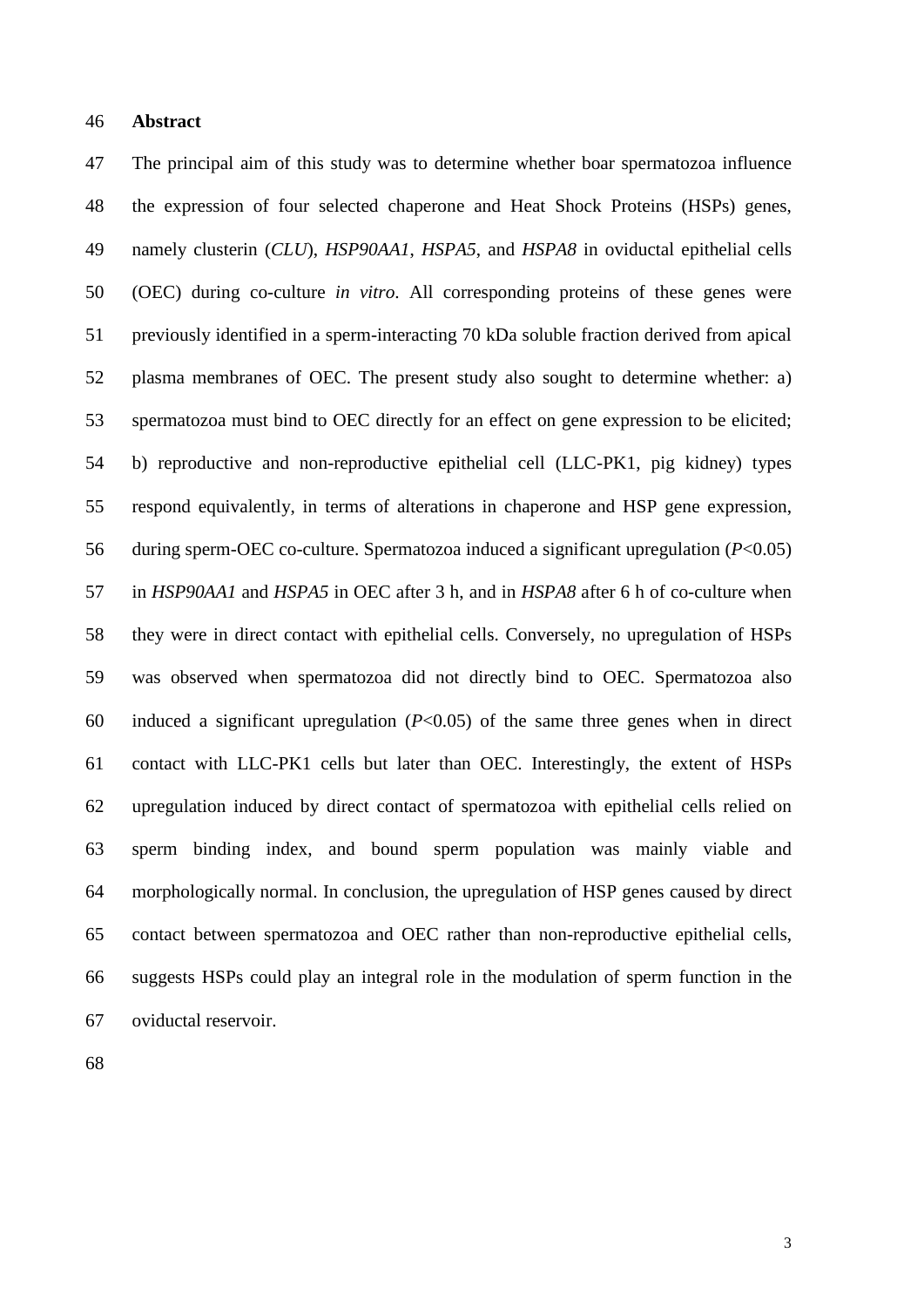## Abstract

The principal aim of this study was to determine whether boar spermatozoa influence the expression of four selected chaperone and Heat Shock Proteins (HSPs) genes, namely clusterin (*CLU*), *HSP90AA1*, *HSPA5*, and *HSPA8* in oviductal epithelial cells (OEC) during co-culture *in vitro*. All corresponding proteins of these genes were previously identified in a sperm-interacting 70 kDa soluble fraction derived from apical plasma membranes of OEC. The present study also sought to determine whether: a) spermatozoa must bind to OEC directly for an effect on gene expression to be elicited; b) reproductive and non-reproductive epithelial cell (LLC-PK1, pig kidney) types respond equivalently, in terms of alterations in chaperone and HSP gene expression, during sperm-OEC co-culture. Spermatozoa induced a significant upregulation ($P<0.05$) in *HSP90AA1* and *HSPA5* in OEC after 3 h, and in *HSPA8* after 6 h of co-culture when they were in direct contact with epithelial cells. Conversely, no upregulation of HSPs was observed when spermatozoa did not directly bind to OEC. Spermatozoa also induced a significant upregulation ($P<0.05$) of the same three genes when in direct contact with LLC-PK1 cells but later than OEC. Interestingly, the extent of HSPs upregulation induced by direct contact of spermatozoa with epithelial cells relied on sperm binding index, and bound sperm population was mainly viable and morphologically normal. In conclusion, the upregulation of HSP genes caused by direct contact between spermatozoa and OEC rather than non-reproductive epithelial cells, suggests HSPs could play an integral role in the modulation of sperm function in the oviductal reservoir.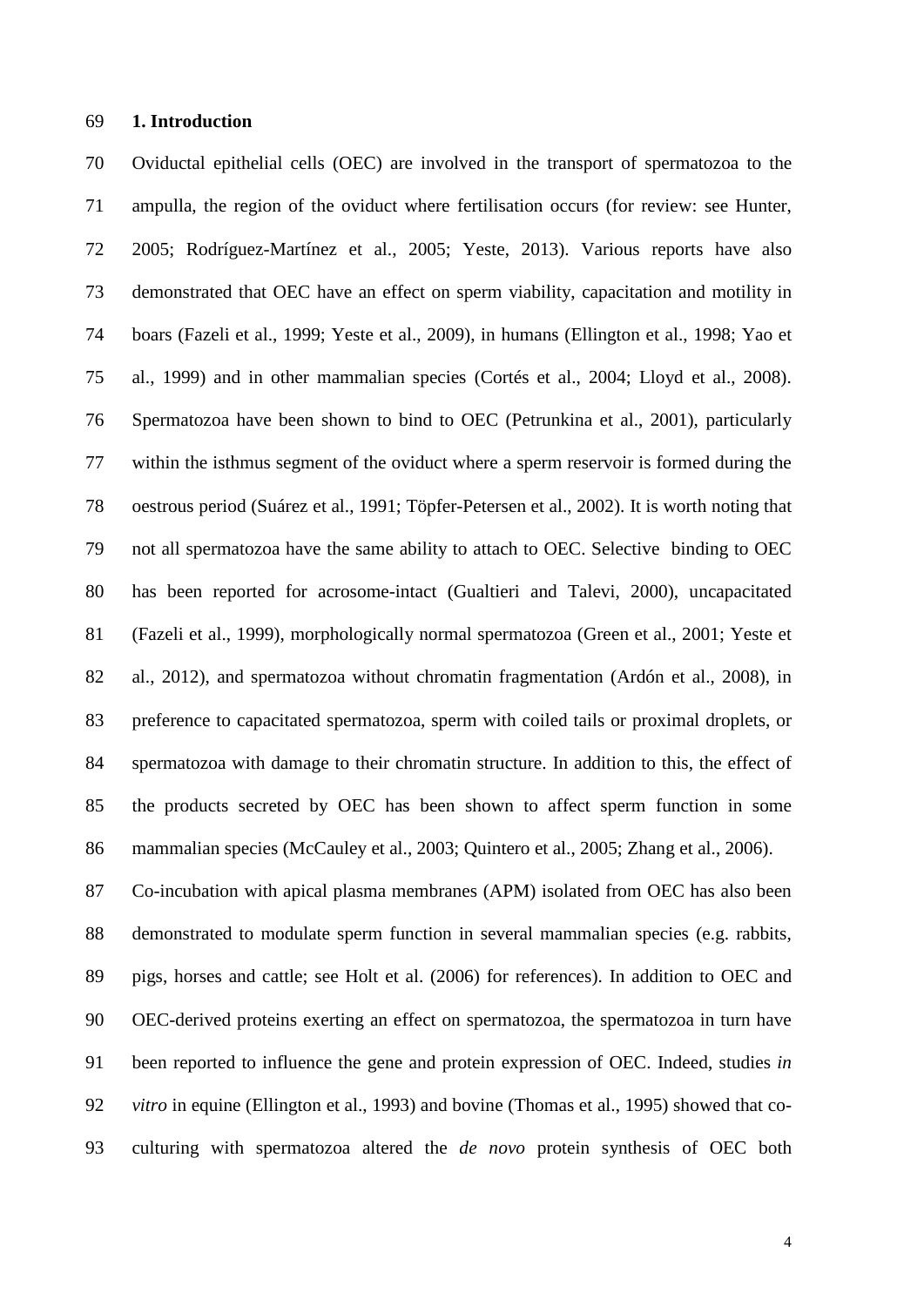## 1. Introduction

Oviductal epithelial cells (OEC) are involved in the transport of spermatozoa to the ampulla, the region of the oviduct where fertilisation occurs (for review: see Hunter, 2005; Rodríguez-Martínez et al., 2005; Yeste, 2013). Various reports have also demonstrated that OEC have an effect on sperm viability, capacitation and motility in boars (Fazeli et al., 1999; Yeste et al., 2009), in humans (Ellington et al., 1998; Yao et al., 1999) and in other mammalian species (Cortés et al., 2004; Lloyd et al., 2008). Spermatozoa have been shown to bind to OEC (Petrunkina et al., 2001), particularly within the isthmus segment of the oviduct where a sperm reservoir is formed during the oestrous period (Suárez et al., 1991; Töpfer-Petersen et al., 2002). It is worth noting that not all spermatozoa have the same ability to attach to OEC. Selective binding to OEC has been reported for acrosome-intact (Gualtieri and Talevi, 2000), uncapacitated (Fazeli et al., 1999), morphologically normal spermatozoa (Green et al., 2001; Yeste et al., 2012), and spermatozoa without chromatin fragmentation (Ardón et al., 2008), in preference to capacitated spermatozoa, sperm with coiled tails or proximal droplets, or spermatozoa with damage to their chromatin structure. In addition to this, the effect of the products secreted by OEC has been shown to affect sperm function in some mammalian species (McCauley et al., 2003; Quintero et al., 2005; Zhang et al., 2006).

Co-incubation with apical plasma membranes (APM) isolated from OEC has also been demonstrated to modulate sperm function in several mammalian species (e.g. rabbits, pigs, horses and cattle; see Holt et al. (2006) for references). In addition to OEC and OEC-derived proteins exerting an effect on spermatozoa, the spermatozoa in turn have been reported to influence the gene and protein expression of OEC. Indeed, studies *in vitro* in equine (Ellington et al., 1993) and bovine (Thomas et al., 1995) showed that co-culturing with spermatozoa altered the *de novo* protein synthesis of OEC both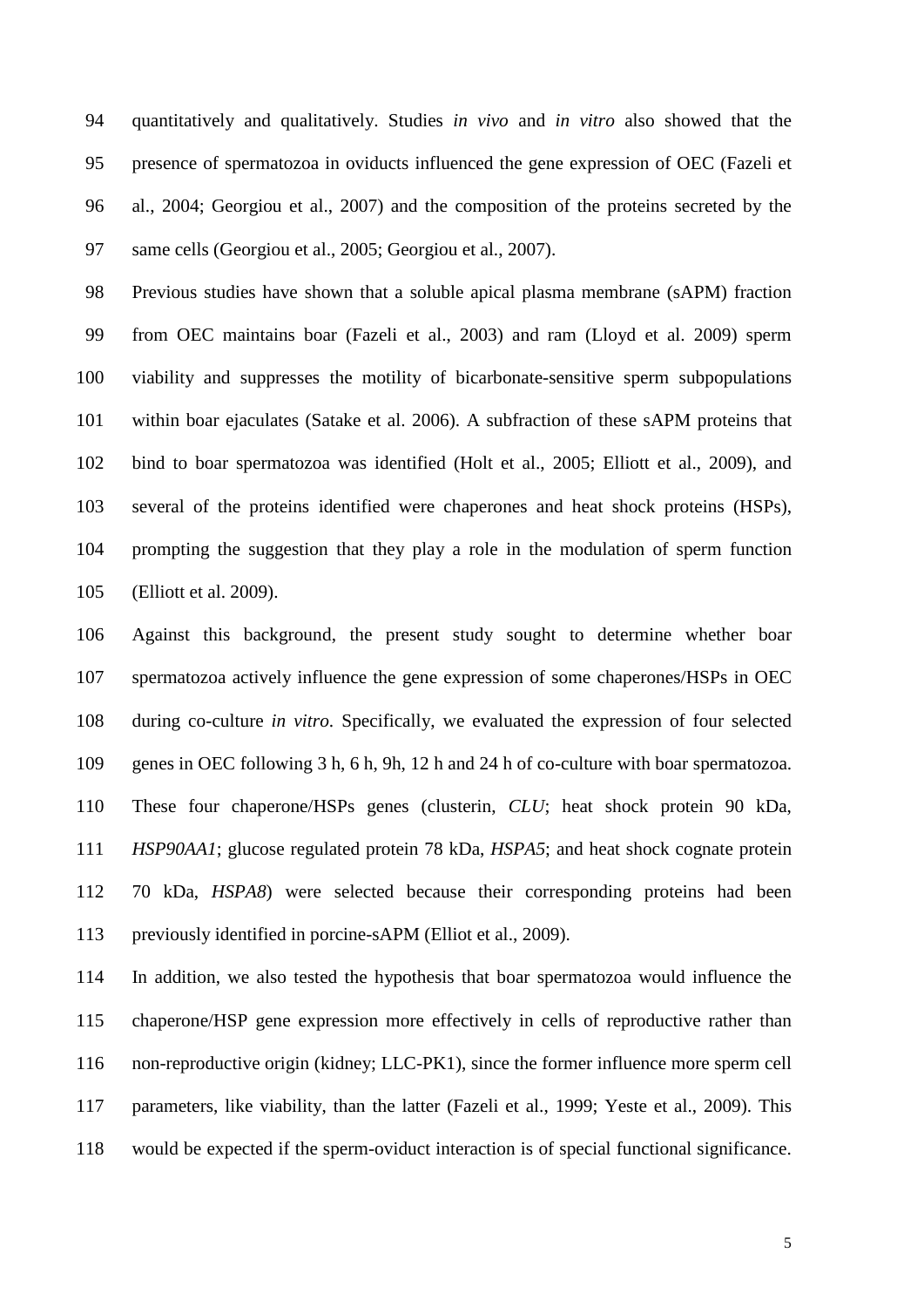quantitatively and qualitatively. Studies *in vivo* and *in vitro* also showed that the presence of spermatozoa in oviducts influenced the gene expression of OEC (Fazeli et al., 2004; Georgiou et al., 2007) and the composition of the proteins secreted by the same cells (Georgiou et al., 2005; Georgiou et al., 2007).

Previous studies have shown that a soluble apical plasma membrane (sAPM) fraction from OEC maintains boar (Fazeli et al., 2003) and ram (Lloyd et al. 2009) sperm viability and suppresses the motility of bicarbonate-sensitive sperm subpopulations within boar ejaculates (Satake et al. 2006). A subfraction of these sAPM proteins that bind to boar spermatozoa was identified (Holt et al., 2005; Elliott et al., 2009), and several of the proteins identified were chaperones and heat shock proteins (HSPs), prompting the suggestion that they play a role in the modulation of sperm function (Elliott et al. 2009).

Against this background, the present study sought to determine whether boar spermatozoa actively influence the gene expression of some chaperones/HSPs in OEC during co-culture *in vitro*. Specifically, we evaluated the expression of four selected genes in OEC following 3 h, 6 h, 9h, 12 h and 24 h of co-culture with boar spermatozoa. These four chaperone/HSPs genes (clusterin, *CLU*; heat shock protein 90 kDa, *HSP90AA1*; glucose regulated protein 78 kDa, *HSPA5*; and heat shock cognate protein 70 kDa, *HSPA8*) were selected because their corresponding proteins had been previously identified in porcine-sAPM (Elliot et al., 2009).

In addition, we also tested the hypothesis that boar spermatozoa would influence the chaperone/HSP gene expression more effectively in cells of reproductive rather than non-reproductive origin (kidney; LLC-PK1), since the former influence more sperm cell parameters, like viability, than the latter (Fazeli et al., 1999; Yeste et al., 2009). This would be expected if the sperm-oviduct interaction is of special functional significance.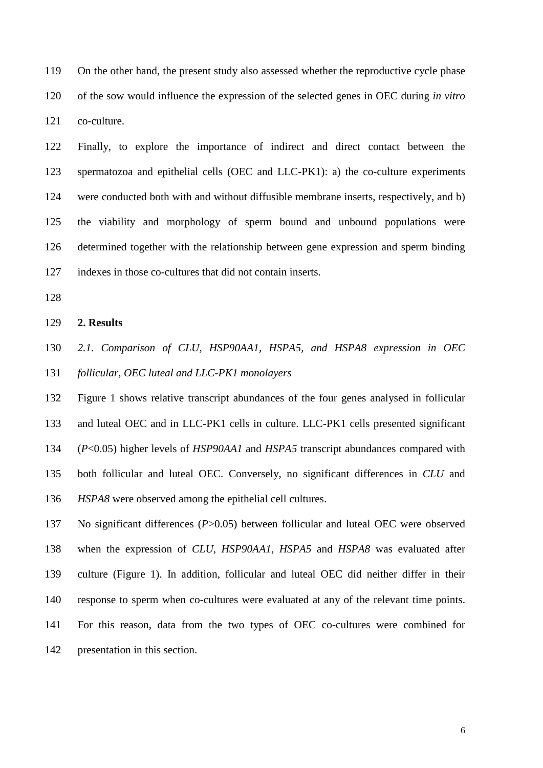On the other hand, the present study also assessed whether the reproductive cycle phase of the sow would influence the expression of the selected genes in OEC during *in vitro* co-culture.

Finally, to explore the importance of indirect and direct contact between the spermatozoa and epithelial cells (OEC and LLC-PK1): a) the co-culture experiments were conducted both with and without diffusible membrane inserts, respectively, and b) the viability and morphology of sperm bound and unbound populations were determined together with the relationship between gene expression and sperm binding indexes in those co-cultures that did not contain inserts.

## 2. Results

### *2.1. Comparison of CLU, HSP90AA1, HSPA5, and HSPA8 expression in OEC follicular, OEC luteal and LLC-PK1 monolayers*

Figure 1 shows relative transcript abundances of the four genes analysed in follicular and luteal OEC and in LLC-PK1 cells in culture. LLC-PK1 cells presented significant ($P$<0.05) higher levels of *HSP90AA1* and *HSPA5* transcript abundances compared with both follicular and luteal OEC. Conversely, no significant differences in *CLU* and *HSPA8* were observed among the epithelial cell cultures.

No significant differences ($P$>0.05) between follicular and luteal OEC were observed when the expression of *CLU*, *HSP90AA1*, *HSPA5* and *HSPA8* was evaluated after culture (Figure 1). In addition, follicular and luteal OEC did neither differ in their response to sperm when co-cultures were evaluated at any of the relevant time points. For this reason, data from the two types of OEC co-cultures were combined for presentation in this section.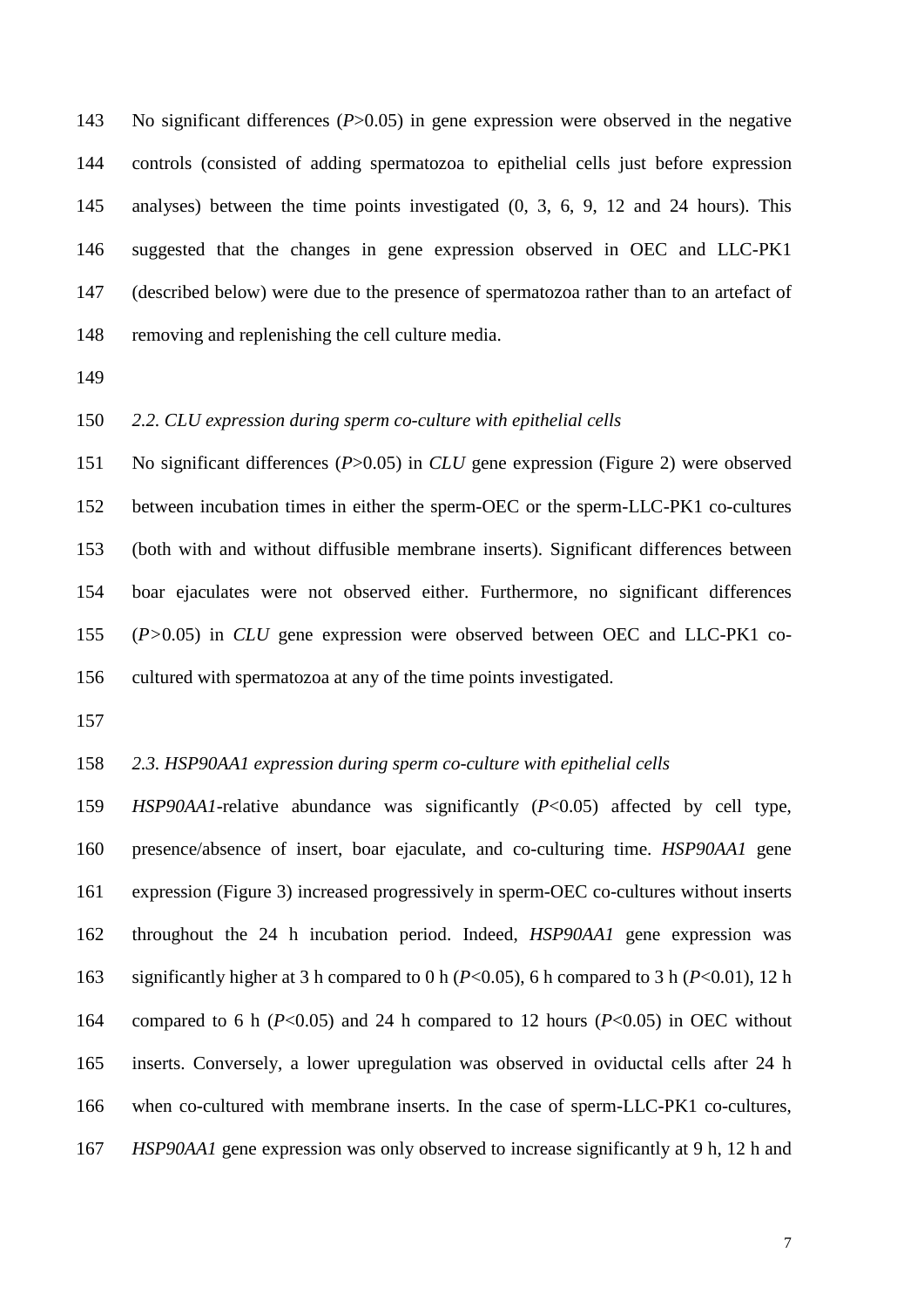No significant differences ($P$>0.05) in gene expression were observed in the negative controls (consisted of adding spermatozoa to epithelial cells just before expression analyses) between the time points investigated (0, 3, 6, 9, 12 and 24 hours). This suggested that the changes in gene expression observed in OEC and LLC-PK1 (described below) were due to the presence of spermatozoa rather than to an artefact of removing and replenishing the cell culture media.

### *2.2. CLU expression during sperm co-culture with epithelial cells*

No significant differences ($P$>0.05) in *CLU* gene expression (Figure 2) were observed between incubation times in either the sperm-OEC or the sperm-LLC-PK1 co-cultures (both with and without diffusible membrane inserts). Significant differences between boar ejaculates were not observed either. Furthermore, no significant differences ($P$>0.05) in *CLU* gene expression were observed between OEC and LLC-PK1 co-cultured with spermatozoa at any of the time points investigated.

### *2.3. HSP90AA1 expression during sperm co-culture with epithelial cells*

*HSP90AA1*-relative abundance was significantly ($P$<0.05) affected by cell type, presence/absence of insert, boar ejaculate, and co-culturing time. *HSP90AA1* gene expression (Figure 3) increased progressively in sperm-OEC co-cultures without inserts throughout the 24 h incubation period. Indeed, *HSP90AA1* gene expression was significantly higher at 3 h compared to 0 h ($P$<0.05), 6 h compared to 3 h ($P$<0.01), 12 h compared to 6 h ($P$<0.05) and 24 h compared to 12 hours ($P$<0.05) in OEC without inserts. Conversely, a lower upregulation was observed in oviductal cells after 24 h when co-cultured with membrane inserts. In the case of sperm-LLC-PK1 co-cultures, *HSP90AA1* gene expression was only observed to increase significantly at 9 h, 12 h and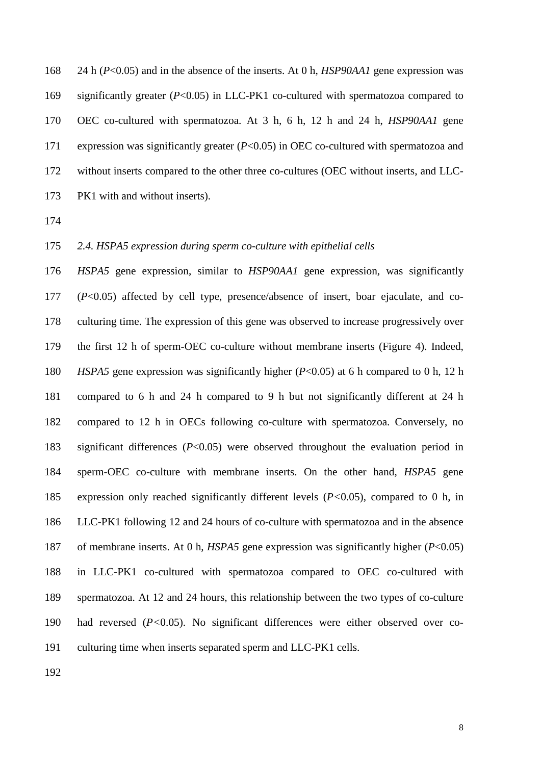24 h ($P$<0.05) and in the absence of the inserts. At 0 h, *HSP90AA1* gene expression was significantly greater ($P$<0.05) in LLC-PK1 co-cultured with spermatozoa compared to OEC co-cultured with spermatozoa. At 3 h, 6 h, 12 h and 24 h, *HSP90AA1* gene expression was significantly greater ($P$<0.05) in OEC co-cultured with spermatozoa and without inserts compared to the other three co-cultures (OEC without inserts, and LLC-PK1 with and without inserts).

### *2.4. HSPA5 expression during sperm co-culture with epithelial cells*

*HSPA5* gene expression, similar to *HSP90AA1* gene expression, was significantly ($P$<0.05) affected by cell type, presence/absence of insert, boar ejaculate, and co-culturing time. The expression of this gene was observed to increase progressively over the first 12 h of sperm-OEC co-culture without membrane inserts (Figure 4). Indeed, *HSPA5* gene expression was significantly higher ($P$<0.05) at 6 h compared to 0 h, 12 h compared to 6 h and 24 h compared to 9 h but not significantly different at 24 h compared to 12 h in OECs following co-culture with spermatozoa. Conversely, no significant differences ($P$<0.05) were observed throughout the evaluation period in sperm-OEC co-culture with membrane inserts. On the other hand, *HSPA5* gene expression only reached significantly different levels ($P$<0.05), compared to 0 h, in LLC-PK1 following 12 and 24 hours of co-culture with spermatozoa and in the absence of membrane inserts. At 0 h, *HSPA5* gene expression was significantly higher ($P$<0.05) in LLC-PK1 co-cultured with spermatozoa compared to OEC co-cultured with spermatozoa. At 12 and 24 hours, this relationship between the two types of co-culture had reversed ($P$<0.05). No significant differences were either observed over co-culturing time when inserts separated sperm and LLC-PK1 cells.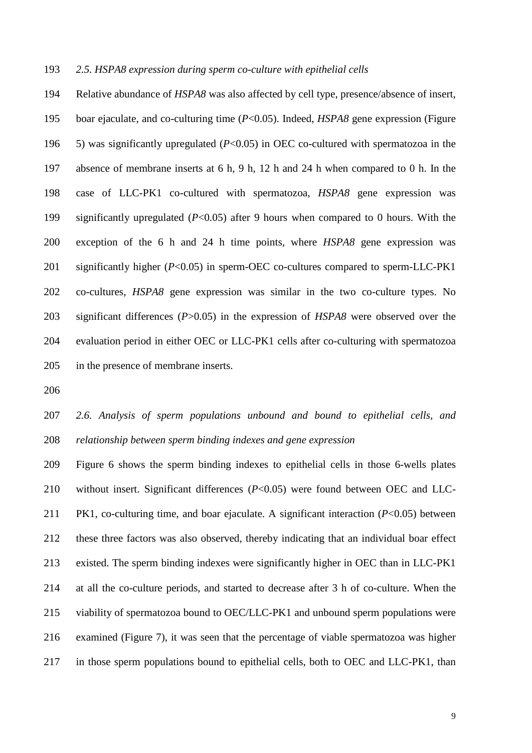*2.5. HSPA8 expression during sperm co-culture with epithelial cells*

Relative abundance of *HSPA8* was also affected by cell type, presence/absence of insert, boar ejaculate, and co-culturing time ($P$<0.05). Indeed, *HSPA8* gene expression (Figure 5) was significantly upregulated ($P$<0.05) in OEC co-cultured with spermatozoa in the absence of membrane inserts at 6 h, 9 h, 12 h and 24 h when compared to 0 h. In the case of LLC-PK1 co-cultured with spermatozoa, *HSPA8* gene expression was significantly upregulated ($P$<0.05) after 9 hours when compared to 0 hours. With the exception of the 6 h and 24 h time points, where *HSPA8* gene expression was significantly higher ($P$<0.05) in sperm-OEC co-cultures compared to sperm-LLC-PK1 co-cultures, *HSPA8* gene expression was similar in the two co-culture types. No significant differences ($P$>0.05) in the expression of *HSPA8* were observed over the evaluation period in either OEC or LLC-PK1 cells after co-culturing with spermatozoa in the presence of membrane inserts.

*2.6. Analysis of sperm populations unbound and bound to epithelial cells, and relationship between sperm binding indexes and gene expression*

Figure 6 shows the sperm binding indexes to epithelial cells in those 6-wells plates without insert. Significant differences ($P$<0.05) were found between OEC and LLC-PK1, co-culturing time, and boar ejaculate. A significant interaction ($P$<0.05) between these three factors was also observed, thereby indicating that an individual boar effect existed. The sperm binding indexes were significantly higher in OEC than in LLC-PK1 at all the co-culture periods, and started to decrease after 3 h of co-culture. When the viability of spermatozoa bound to OEC/LLC-PK1 and unbound sperm populations were examined (Figure 7), it was seen that the percentage of viable spermatozoa was higher in those sperm populations bound to epithelial cells, both to OEC and LLC-PK1, than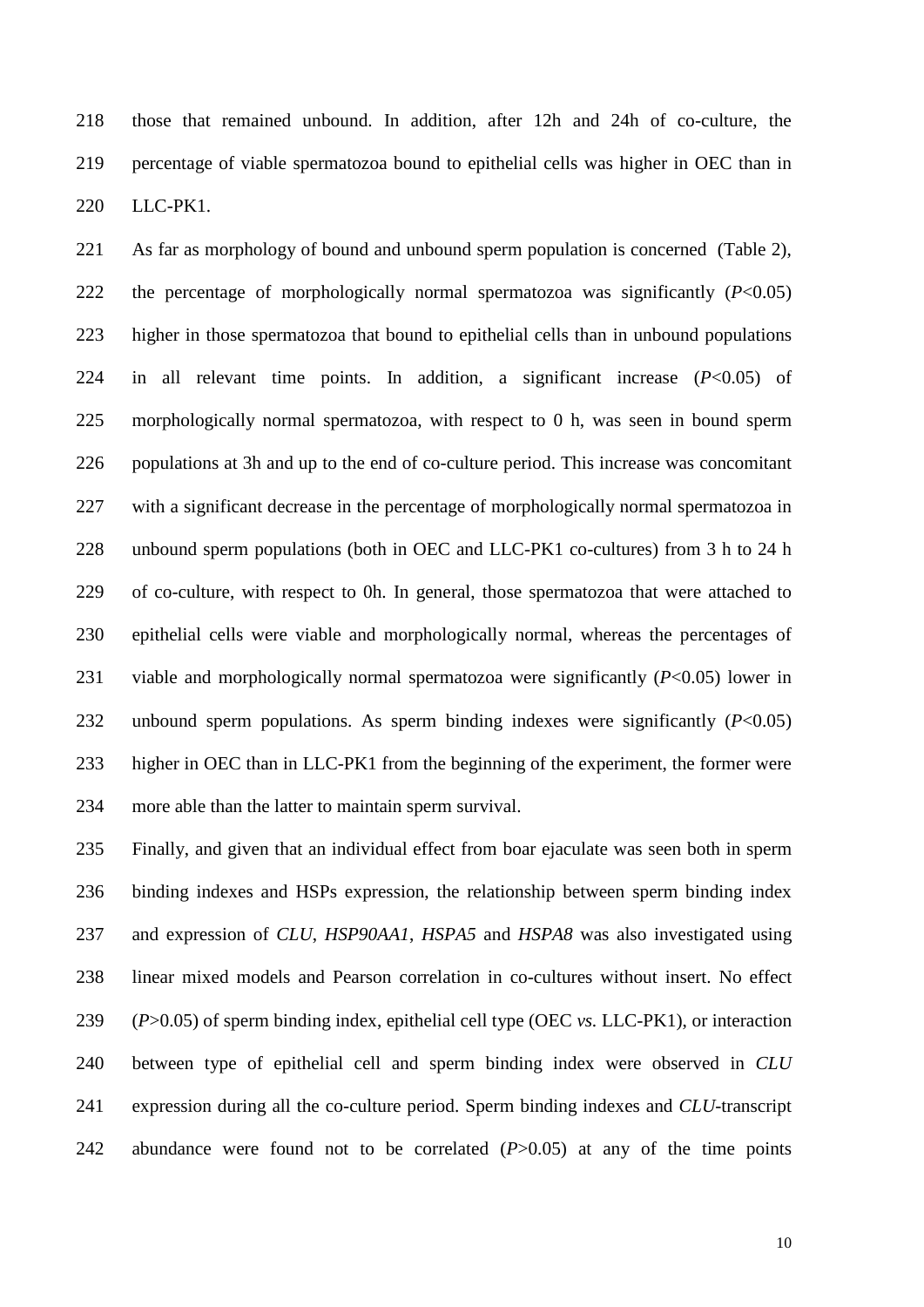those that remained unbound. In addition, after 12h and 24h of co-culture, the percentage of viable spermatozoa bound to epithelial cells was higher in OEC than in LLC-PK1.

As far as morphology of bound and unbound sperm population is concerned (Table 2), the percentage of morphologically normal spermatozoa was significantly ($P$<0.05) higher in those spermatozoa that bound to epithelial cells than in unbound populations in all relevant time points. In addition, a significant increase ($P$<0.05) of morphologically normal spermatozoa, with respect to 0 h, was seen in bound sperm populations at 3h and up to the end of co-culture period. This increase was concomitant with a significant decrease in the percentage of morphologically normal spermatozoa in unbound sperm populations (both in OEC and LLC-PK1 co-cultures) from 3 h to 24 h of co-culture, with respect to 0h. In general, those spermatozoa that were attached to epithelial cells were viable and morphologically normal, whereas the percentages of viable and morphologically normal spermatozoa were significantly ($P$<0.05) lower in unbound sperm populations. As sperm binding indexes were significantly ($P$<0.05) higher in OEC than in LLC-PK1 from the beginning of the experiment, the former were more able than the latter to maintain sperm survival.

Finally, and given that an individual effect from boar ejaculate was seen both in sperm binding indexes and HSPs expression, the relationship between sperm binding index and expression of *CLU*, *HSP90AA1*, *HSPA5* and *HSPA8* was also investigated using linear mixed models and Pearson correlation in co-cultures without insert. No effect ($P$>0.05) of sperm binding index, epithelial cell type (OEC *vs.* LLC-PK1), or interaction between type of epithelial cell and sperm binding index were observed in *CLU* expression during all the co-culture period. Sperm binding indexes and *CLU*-transcript abundance were found not to be correlated ($P$>0.05) at any of the time points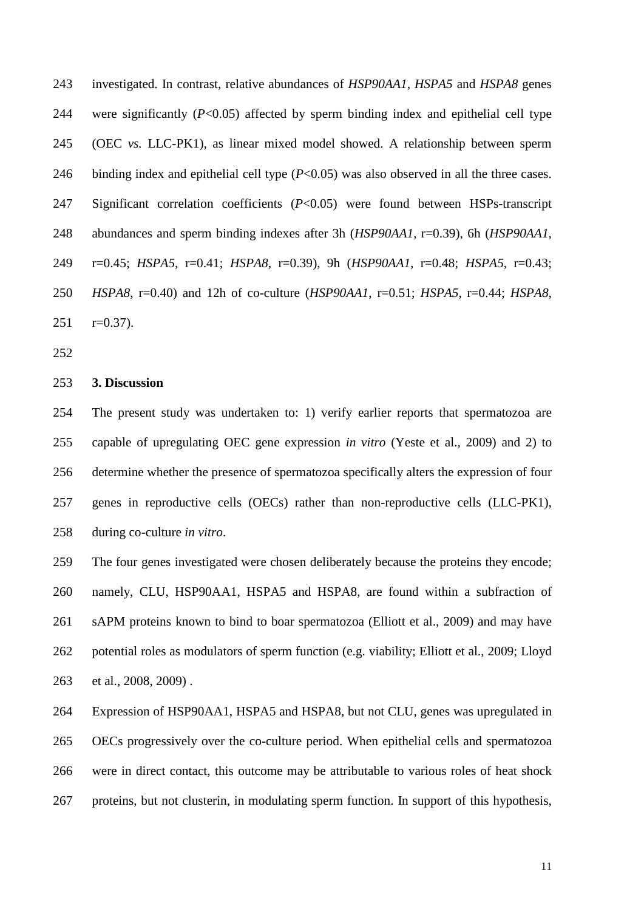investigated. In contrast, relative abundances of *HSP90AA1*, *HSPA5* and *HSPA8* genes were significantly ($P<0.05$) affected by sperm binding index and epithelial cell type (OEC *vs.* LLC-PK1), as linear mixed model showed. A relationship between sperm binding index and epithelial cell type ($P<0.05$) was also observed in all the three cases. Significant correlation coefficients ($P<0.05$) were found between HSPs-transcript abundances and sperm binding indexes after 3h (*HSP90AA1*, r=0.39), 6h (*HSP90AA1*, r=0.45; *HSPA5*, r=0.41; *HSPA8*, r=0.39), 9h (*HSP90AA1*, r=0.48; *HSPA5*, r=0.43; *HSPA8*, r=0.40) and 12h of co-culture (*HSP90AA1*, r=0.51; *HSPA5*, r=0.44; *HSPA8*, r=0.37).

## 3. Discussion

The present study was undertaken to: 1) verify earlier reports that spermatozoa are capable of upregulating OEC gene expression *in vitro* (Yeste et al., 2009) and 2) to determine whether the presence of spermatozoa specifically alters the expression of four genes in reproductive cells (OECs) rather than non-reproductive cells (LLC-PK1), during co-culture *in vitro*.

The four genes investigated were chosen deliberately because the proteins they encode; namely, CLU, HSP90AA1, HSPA5 and HSPA8, are found within a subfraction of sAPM proteins known to bind to boar spermatozoa (Elliott et al., 2009) and may have potential roles as modulators of sperm function (e.g. viability; Elliott et al., 2009; Lloyd et al., 2008, 2009) .

Expression of HSP90AA1, HSPA5 and HSPA8, but not CLU, genes was upregulated in OECs progressively over the co-culture period. When epithelial cells and spermatozoa were in direct contact, this outcome may be attributable to various roles of heat shock proteins, but not clusterin, in modulating sperm function. In support of this hypothesis,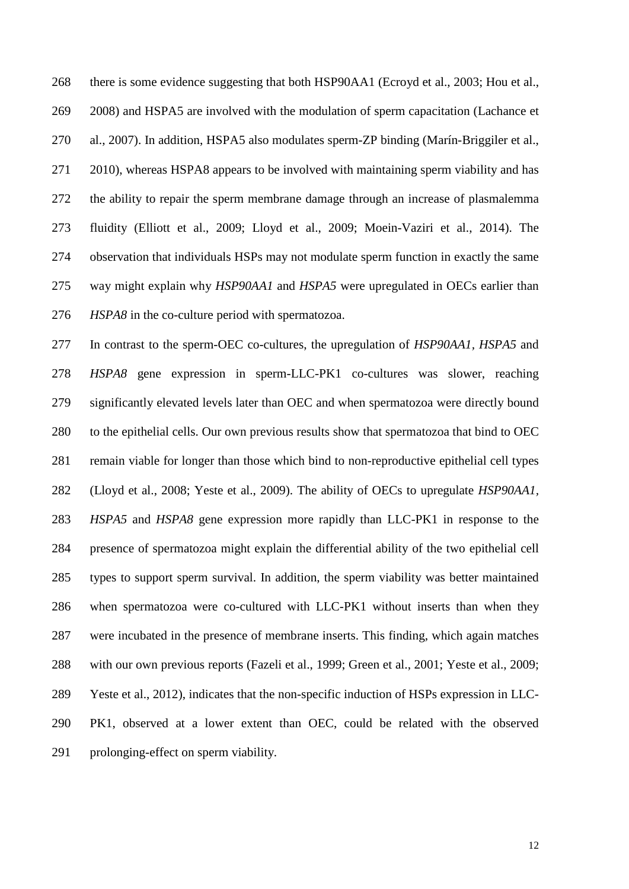there is some evidence suggesting that both HSP90AA1 (Ecroyd et al., 2003; Hou et al., 2008) and HSPA5 are involved with the modulation of sperm capacitation (Lachance et al., 2007). In addition, HSPA5 also modulates sperm-ZP binding (Marín-Briggiler et al., 2010), whereas HSPA8 appears to be involved with maintaining sperm viability and has the ability to repair the sperm membrane damage through an increase of plasmalemma fluidity (Elliott et al., 2009; Lloyd et al., 2009; Moein-Vaziri et al., 2014). The observation that individuals HSPs may not modulate sperm function in exactly the same way might explain why *HSP90AA1* and *HSPA5* were upregulated in OECs earlier than *HSPA8* in the co-culture period with spermatozoa.

In contrast to the sperm-OEC co-cultures, the upregulation of *HSP90AA1, HSPA5* and *HSPA8* gene expression in sperm-LLC-PK1 co-cultures was slower, reaching significantly elevated levels later than OEC and when spermatozoa were directly bound to the epithelial cells. Our own previous results show that spermatozoa that bind to OEC remain viable for longer than those which bind to non-reproductive epithelial cell types (Lloyd et al., 2008; Yeste et al., 2009). The ability of OECs to upregulate *HSP90AA1, HSPA5* and *HSPA8* gene expression more rapidly than LLC-PK1 in response to the presence of spermatozoa might explain the differential ability of the two epithelial cell types to support sperm survival. In addition, the sperm viability was better maintained when spermatozoa were co-cultured with LLC-PK1 without inserts than when they were incubated in the presence of membrane inserts. This finding, which again matches with our own previous reports (Fazeli et al., 1999; Green et al., 2001; Yeste et al., 2009; Yeste et al., 2012), indicates that the non-specific induction of HSPs expression in LLC-PK1, observed at a lower extent than OEC, could be related with the observed prolonging-effect on sperm viability.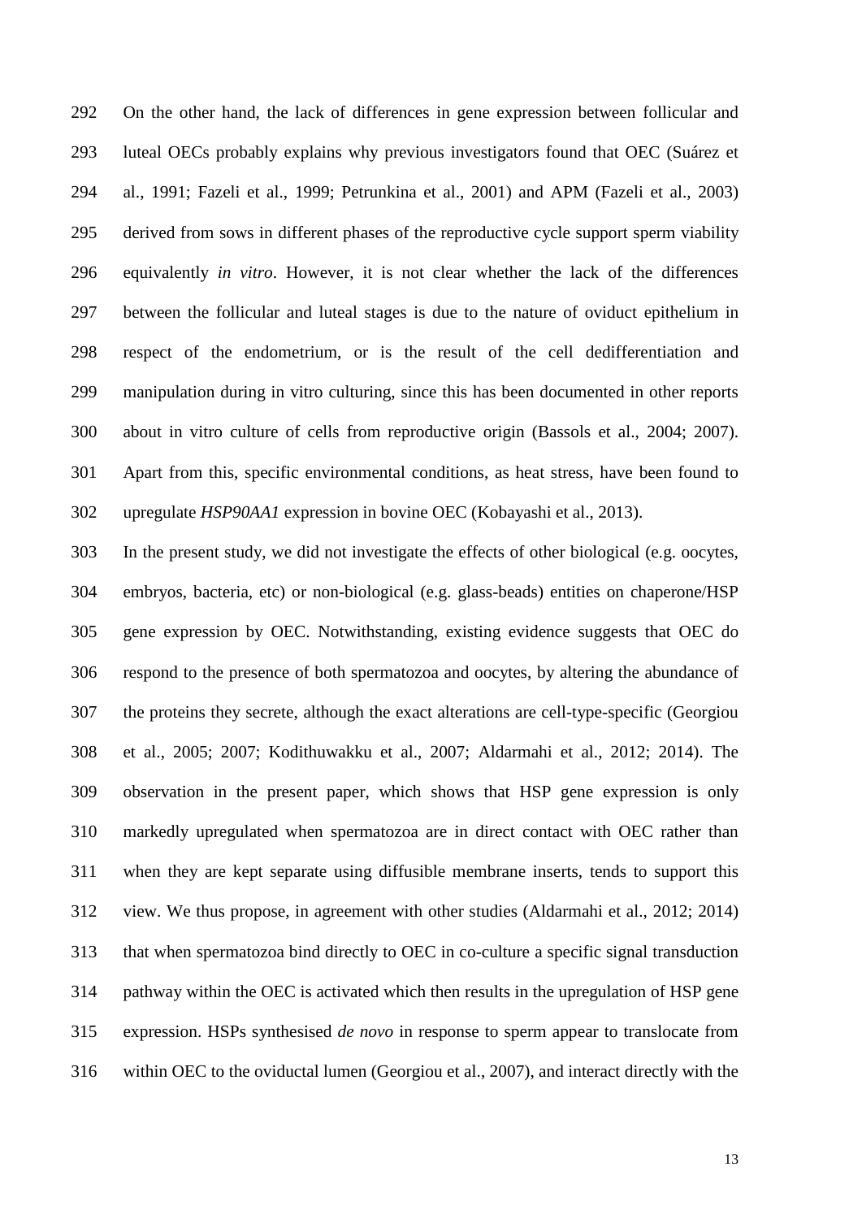On the other hand, the lack of differences in gene expression between follicular and luteal OECs probably explains why previous investigators found that OEC (Suárez et al., 1991; Fazeli et al., 1999; Petrunkina et al., 2001) and APM (Fazeli et al., 2003) derived from sows in different phases of the reproductive cycle support sperm viability equivalently *in vitro*. However, it is not clear whether the lack of the differences between the follicular and luteal stages is due to the nature of oviduct epithelium in respect of the endometrium, or is the result of the cell dedifferentiation and manipulation during in vitro culturing, since this has been documented in other reports about in vitro culture of cells from reproductive origin (Bassols et al., 2004; 2007). Apart from this, specific environmental conditions, as heat stress, have been found to upregulate *HSP90AA1* expression in bovine OEC (Kobayashi et al., 2013).

In the present study, we did not investigate the effects of other biological (e.g. oocytes, embryos, bacteria, etc) or non-biological (e.g. glass-beads) entities on chaperone/HSP gene expression by OEC. Notwithstanding, existing evidence suggests that OEC do respond to the presence of both spermatozoa and oocytes, by altering the abundance of the proteins they secrete, although the exact alterations are cell-type-specific (Georgiou et al., 2005; 2007; Kodithuwakku et al., 2007; Aldarmahi et al., 2012; 2014). The observation in the present paper, which shows that HSP gene expression is only markedly upregulated when spermatozoa are in direct contact with OEC rather than when they are kept separate using diffusible membrane inserts, tends to support this view. We thus propose, in agreement with other studies (Aldarmahi et al., 2012; 2014) that when spermatozoa bind directly to OEC in co-culture a specific signal transduction pathway within the OEC is activated which then results in the upregulation of HSP gene expression. HSPs synthesised *de novo* in response to sperm appear to translocate from within OEC to the oviductal lumen (Georgiou et al., 2007), and interact directly with the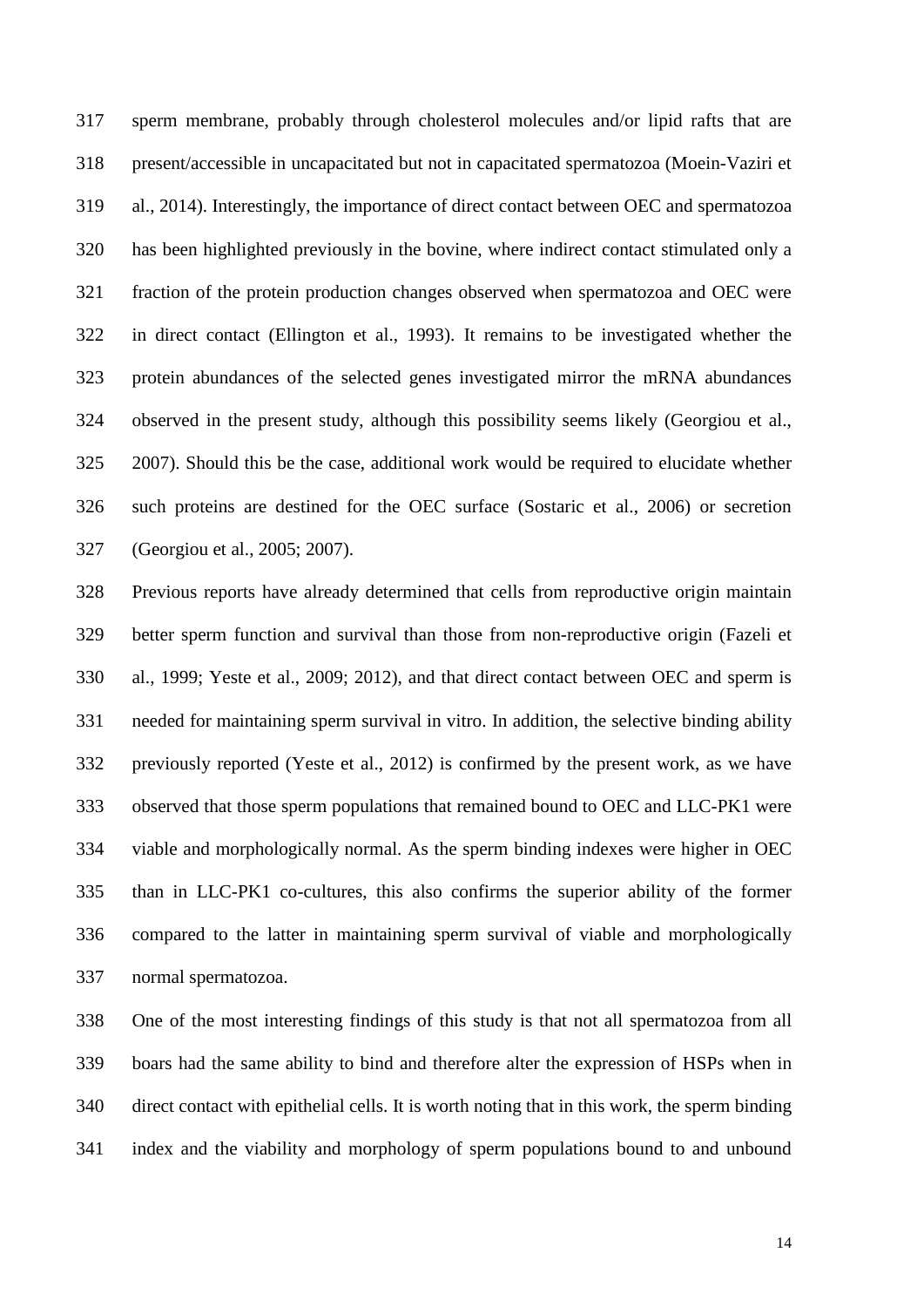sperm membrane, probably through cholesterol molecules and/or lipid rafts that are present/accessible in uncapacitated but not in capacitated spermatozoa (Moein-Vaziri et al., 2014). Interestingly, the importance of direct contact between OEC and spermatozoa has been highlighted previously in the bovine, where indirect contact stimulated only a fraction of the protein production changes observed when spermatozoa and OEC were in direct contact (Ellington et al., 1993). It remains to be investigated whether the protein abundances of the selected genes investigated mirror the mRNA abundances observed in the present study, although this possibility seems likely (Georgiou et al., 2007). Should this be the case, additional work would be required to elucidate whether such proteins are destined for the OEC surface (Sostaric et al., 2006) or secretion (Georgiou et al., 2005; 2007).

Previous reports have already determined that cells from reproductive origin maintain better sperm function and survival than those from non-reproductive origin (Fazeli et al., 1999; Yeste et al., 2009; 2012), and that direct contact between OEC and sperm is needed for maintaining sperm survival in vitro. In addition, the selective binding ability previously reported (Yeste et al., 2012) is confirmed by the present work, as we have observed that those sperm populations that remained bound to OEC and LLC-PK1 were viable and morphologically normal. As the sperm binding indexes were higher in OEC than in LLC-PK1 co-cultures, this also confirms the superior ability of the former compared to the latter in maintaining sperm survival of viable and morphologically normal spermatozoa.

One of the most interesting findings of this study is that not all spermatozoa from all boars had the same ability to bind and therefore alter the expression of HSPs when in direct contact with epithelial cells. It is worth noting that in this work, the sperm binding index and the viability and morphology of sperm populations bound to and unbound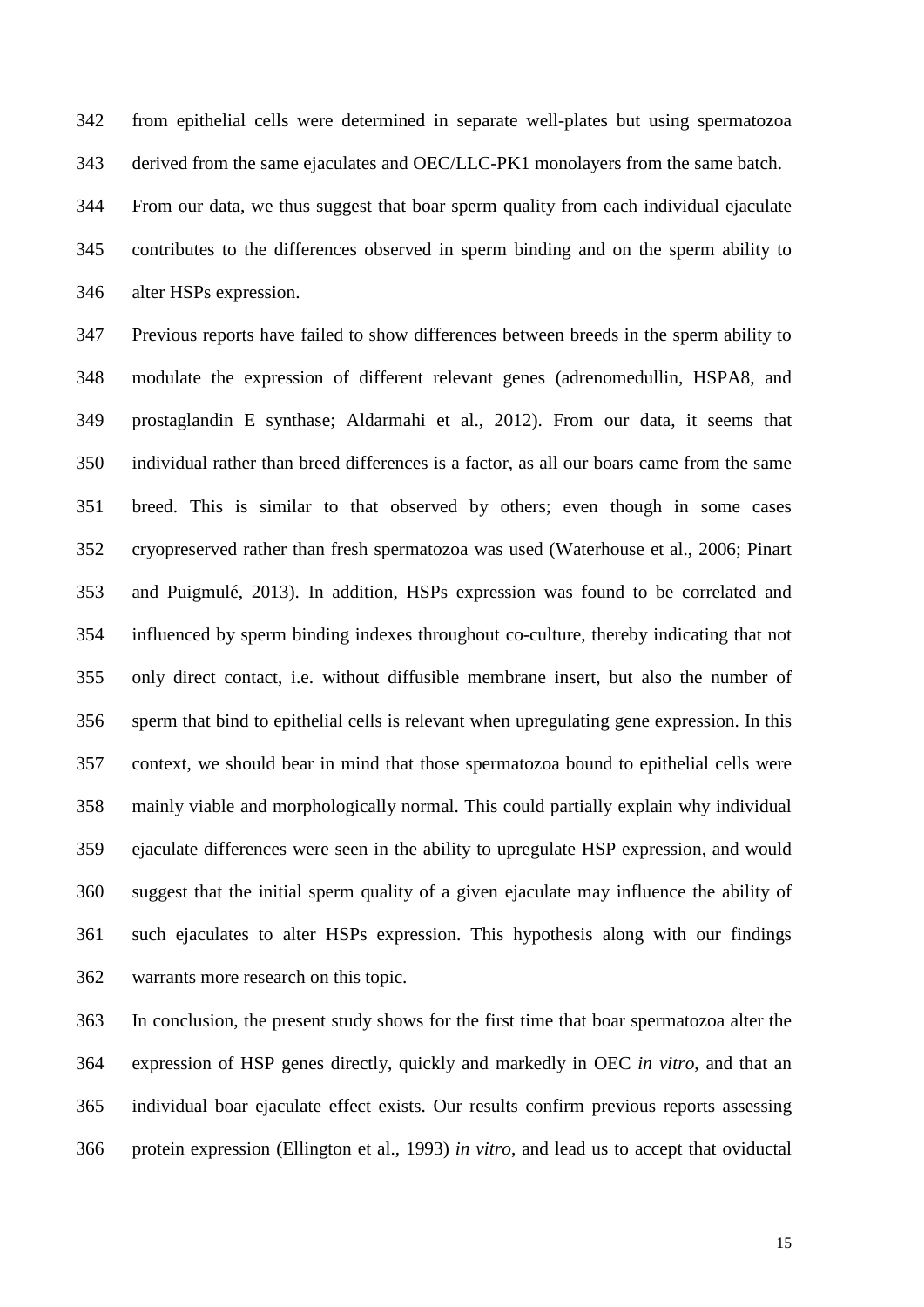from epithelial cells were determined in separate well-plates but using spermatozoa derived from the same ejaculates and OEC/LLC-PK1 monolayers from the same batch.

From our data, we thus suggest that boar sperm quality from each individual ejaculate contributes to the differences observed in sperm binding and on the sperm ability to alter HSPs expression.

Previous reports have failed to show differences between breeds in the sperm ability to modulate the expression of different relevant genes (adrenomedullin, HSPA8, and prostaglandin E synthase; Aldarmahi et al., 2012). From our data, it seems that individual rather than breed differences is a factor, as all our boars came from the same breed. This is similar to that observed by others; even though in some cases cryopreserved rather than fresh spermatozoa was used (Waterhouse et al., 2006; Pinart and Puigmulé, 2013). In addition, HSPs expression was found to be correlated and influenced by sperm binding indexes throughout co-culture, thereby indicating that not only direct contact, i.e. without diffusible membrane insert, but also the number of sperm that bind to epithelial cells is relevant when upregulating gene expression. In this context, we should bear in mind that those spermatozoa bound to epithelial cells were mainly viable and morphologically normal. This could partially explain why individual ejaculate differences were seen in the ability to upregulate HSP expression, and would suggest that the initial sperm quality of a given ejaculate may influence the ability of such ejaculates to alter HSPs expression. This hypothesis along with our findings warrants more research on this topic.

In conclusion, the present study shows for the first time that boar spermatozoa alter the expression of HSP genes directly, quickly and markedly in OEC *in vitro*, and that an individual boar ejaculate effect exists. Our results confirm previous reports assessing protein expression (Ellington et al., 1993) *in vitro*, and lead us to accept that oviductal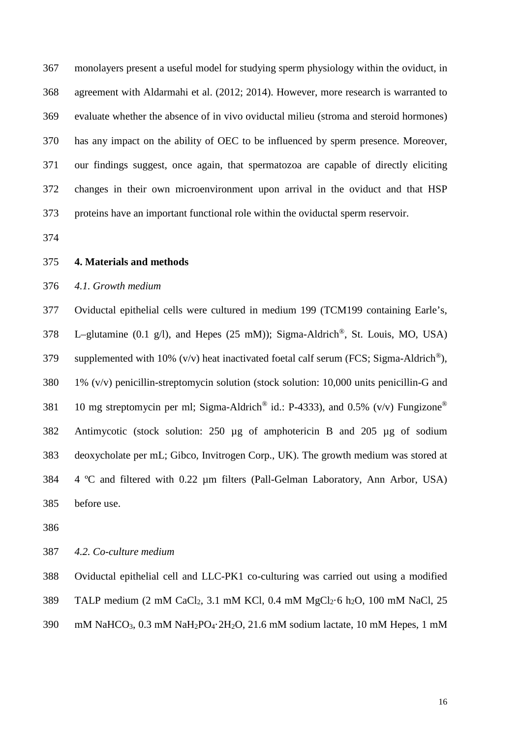monolayers present a useful model for studying sperm physiology within the oviduct, in agreement with Aldarmahi et al. (2012; 2014). However, more research is warranted to evaluate whether the absence of in vivo oviductal milieu (stroma and steroid hormones) has any impact on the ability of OEC to be influenced by sperm presence. Moreover, our findings suggest, once again, that spermatozoa are capable of directly eliciting changes in their own microenvironment upon arrival in the oviduct and that HSP proteins have an important functional role within the oviductal sperm reservoir.

## 4. Materials and methods

### *4.1. Growth medium*

Oviductal epithelial cells were cultured in medium 199 (TCM199 containing Earle's, L–glutamine (0.1 g/l), and Hepes (25 mM)); Sigma-Aldrich®, St. Louis, MO, USA) supplemented with 10% (v/v) heat inactivated foetal calf serum (FCS; Sigma-Aldrich®), 1% (v/v) penicillin-streptomycin solution (stock solution: 10,000 units penicillin-G and 10 mg streptomycin per ml; Sigma-Aldrich® id.: P-4333), and 0.5% (v/v) Fungizone® Antimycotic (stock solution: 250 µg of amphotericin B and 205 µg of sodium deoxycholate per mL; Gibco, Invitrogen Corp., UK). The growth medium was stored at 4 ºC and filtered with 0.22 µm filters (Pall-Gelman Laboratory, Ann Arbor, USA) before use.

### *4.2. Co-culture medium*

Oviductal epithelial cell and LLC-PK1 co-culturing was carried out using a modified TALP medium (2 mM $CaCl_2$, 3.1 mM KCl, 0.4 mM $MgCl_2 \cdot 6\ h_2O$, 100 mM NaCl, 25 mM $NaHCO_3$, 0.3 mM $NaH_2PO_4 \cdot 2H_2O$, 21.6 mM sodium lactate, 10 mM Hepes, 1 mM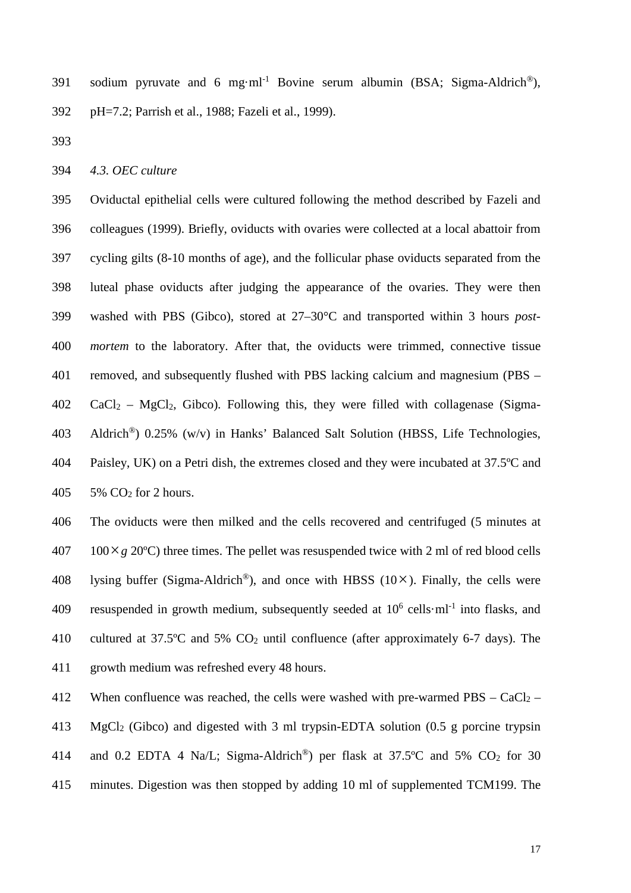sodium pyruvate and 6 mg·ml$^{-1}$ Bovine serum albumin (BSA; Sigma-Aldrich®), pH=7.2; Parrish et al., 1988; Fazeli et al., 1999).

### *4.3. OEC culture*

Oviductal epithelial cells were cultured following the method described by Fazeli and colleagues (1999). Briefly, oviducts with ovaries were collected at a local abattoir from cycling gilts (8-10 months of age), and the follicular phase oviducts separated from the luteal phase oviducts after judging the appearance of the ovaries. They were then washed with PBS (Gibco), stored at 27–30°C and transported within 3 hours *post-mortem* to the laboratory. After that, the oviducts were trimmed, connective tissue removed, and subsequently flushed with PBS lacking calcium and magnesium (PBS – $CaCl_2$ – $MgCl_2$, Gibco). Following this, they were filled with collagenase (Sigma-Aldrich®) 0.25% (w/v) in Hanks' Balanced Salt Solution (HBSS, Life Technologies, Paisley, UK) on a Petri dish, the extremes closed and they were incubated at 37.5ºC and 5% $CO_2$ for 2 hours.

The oviducts were then milked and the cells recovered and centrifuged (5 minutes at $100\times g$ 20ºC) three times. The pellet was resuspended twice with 2 ml of red blood cells lysing buffer (Sigma-Aldrich®), and once with HBSS ($10\times$). Finally, the cells were resuspended in growth medium, subsequently seeded at $10^6$ cells·ml$^{-1}$ into flasks, and cultured at 37.5ºC and 5% $CO_2$ until confluence (after approximately 6-7 days). The growth medium was refreshed every 48 hours.

When confluence was reached, the cells were washed with pre-warmed PBS – $CaCl_2$ – $MgCl_2$ (Gibco) and digested with 3 ml trypsin-EDTA solution (0.5 g porcine trypsin and 0.2 EDTA 4 Na/L; Sigma-Aldrich®) per flask at 37.5ºC and 5% $CO_2$ for 30 minutes. Digestion was then stopped by adding 10 ml of supplemented TCM199. The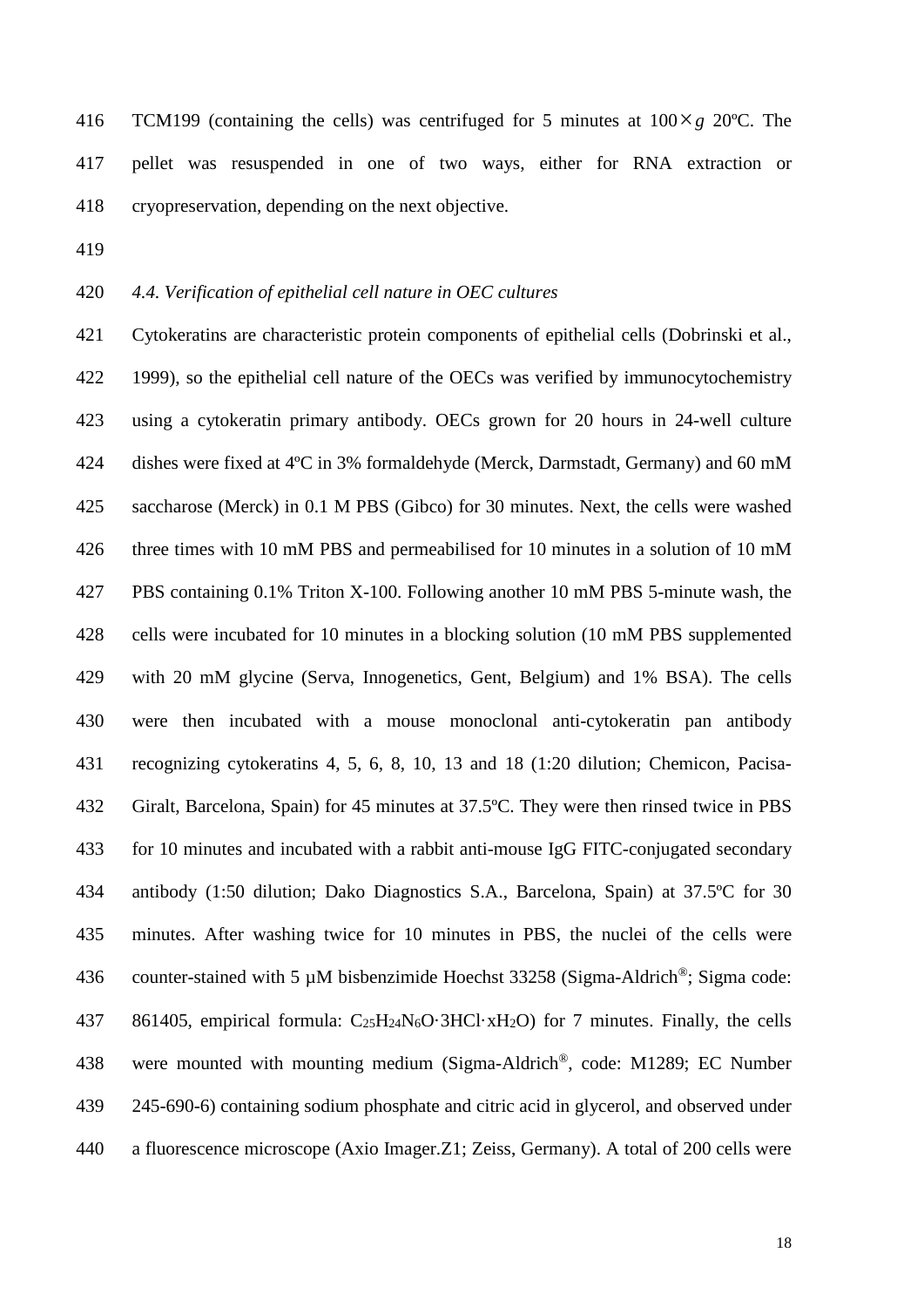TCM199 (containing the cells) was centrifuged for 5 minutes at $100\times g$ 20ºC. The pellet was resuspended in one of two ways, either for RNA extraction or cryopreservation, depending on the next objective.

*4.4. Verification of epithelial cell nature in OEC cultures*

Cytokeratins are characteristic protein components of epithelial cells (Dobrinski et al., 1999), so the epithelial cell nature of the OECs was verified by immunocytochemistry using a cytokeratin primary antibody. OECs grown for 20 hours in 24-well culture dishes were fixed at 4ºC in 3% formaldehyde (Merck, Darmstadt, Germany) and 60 mM saccharose (Merck) in 0.1 M PBS (Gibco) for 30 minutes. Next, the cells were washed three times with 10 mM PBS and permeabilised for 10 minutes in a solution of 10 mM PBS containing 0.1% Triton X-100. Following another 10 mM PBS 5-minute wash, the cells were incubated for 10 minutes in a blocking solution (10 mM PBS supplemented with 20 mM glycine (Serva, Innogenetics, Gent, Belgium) and 1% BSA). The cells were then incubated with a mouse monoclonal anti-cytokeratin pan antibody recognizing cytokeratins 4, 5, 6, 8, 10, 13 and 18 (1:20 dilution; Chemicon, Pacisa-Giralt, Barcelona, Spain) for 45 minutes at 37.5ºC. They were then rinsed twice in PBS for 10 minutes and incubated with a rabbit anti-mouse IgG FITC-conjugated secondary antibody (1:50 dilution; Dako Diagnostics S.A., Barcelona, Spain) at 37.5ºC for 30 minutes. After washing twice for 10 minutes in PBS, the nuclei of the cells were counter-stained with 5 µM bisbenzimide Hoechst 33258 (Sigma-Aldrich®; Sigma code: 861405, empirical formula: $C_{25}H_{24}N_6O\cdot 3HCl\cdot xH_2O$) for 7 minutes. Finally, the cells were mounted with mounting medium (Sigma-Aldrich®, code: M1289; EC Number 245-690-6) containing sodium phosphate and citric acid in glycerol, and observed under a fluorescence microscope (Axio Imager.Z1; Zeiss, Germany). A total of 200 cells were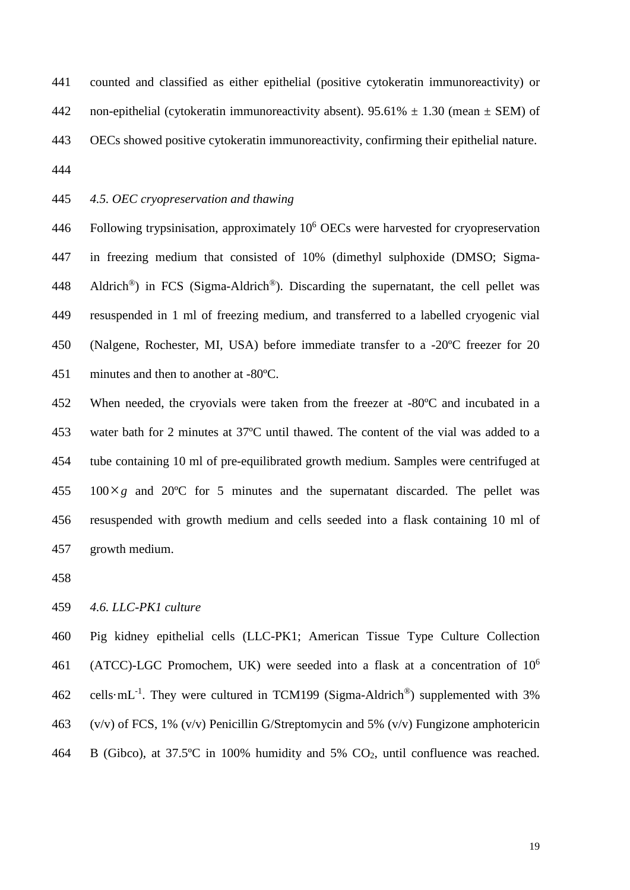counted and classified as either epithelial (positive cytokeratin immunoreactivity) or non-epithelial (cytokeratin immunoreactivity absent). 95.61% ± 1.30 (mean ± SEM) of OECs showed positive cytokeratin immunoreactivity, confirming their epithelial nature.

*4.5. OEC cryopreservation and thawing*

Following trypsinisation, approximately $10^6$ OECs were harvested for cryopreservation in freezing medium that consisted of 10% (dimethyl sulphoxide (DMSO; Sigma-Aldrich®) in FCS (Sigma-Aldrich®). Discarding the supernatant, the cell pellet was resuspended in 1 ml of freezing medium, and transferred to a labelled cryogenic vial (Nalgene, Rochester, MI, USA) before immediate transfer to a -20ºC freezer for 20 minutes and then to another at -80ºC.

When needed, the cryovials were taken from the freezer at -80ºC and incubated in a water bath for 2 minutes at 37ºC until thawed. The content of the vial was added to a tube containing 10 ml of pre-equilibrated growth medium. Samples were centrifuged at $100\times g$ and 20ºC for 5 minutes and the supernatant discarded. The pellet was resuspended with growth medium and cells seeded into a flask containing 10 ml of growth medium.

*4.6. LLC-PK1 culture*

Pig kidney epithelial cells (LLC-PK1; American Tissue Type Culture Collection (ATCC)-LGC Promochem, UK) were seeded into a flask at a concentration of $10^6$ cells·mL$^{-1}$. They were cultured in TCM199 (Sigma-Aldrich®) supplemented with 3% (v/v) of FCS, 1% (v/v) Penicillin G/Streptomycin and 5% (v/v) Fungizone amphotericin B (Gibco), at 37.5ºC in 100% humidity and 5% $CO_2$, until confluence was reached.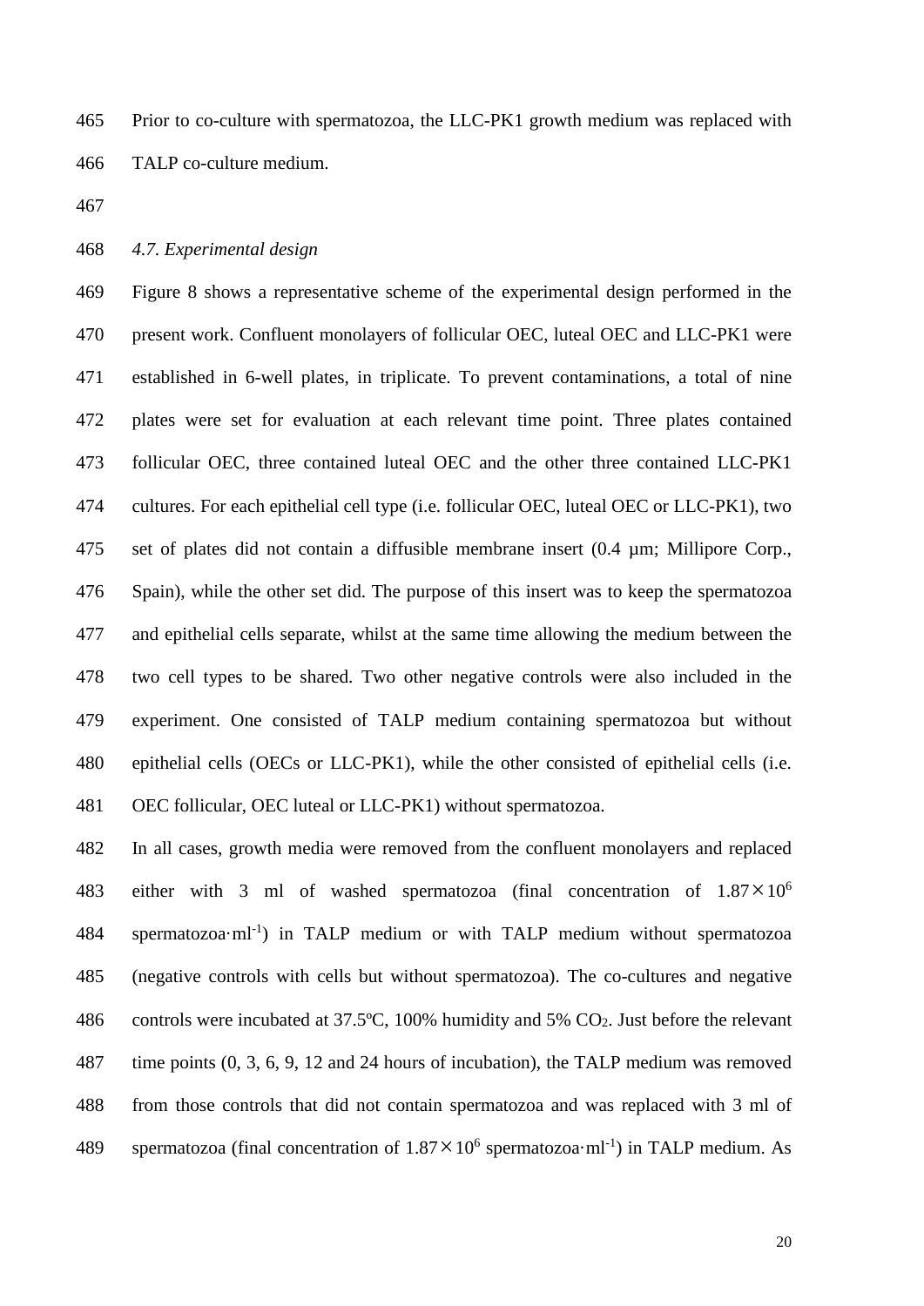Prior to co-culture with spermatozoa, the LLC-PK1 growth medium was replaced with TALP co-culture medium.

### *4.7. Experimental design*

Figure 8 shows a representative scheme of the experimental design performed in the present work. Confluent monolayers of follicular OEC, luteal OEC and LLC-PK1 were established in 6-well plates, in triplicate. To prevent contaminations, a total of nine plates were set for evaluation at each relevant time point. Three plates contained follicular OEC, three contained luteal OEC and the other three contained LLC-PK1 cultures. For each epithelial cell type (i.e. follicular OEC, luteal OEC or LLC-PK1), two set of plates did not contain a diffusible membrane insert (0.4 µm; Millipore Corp., Spain), while the other set did. The purpose of this insert was to keep the spermatozoa and epithelial cells separate, whilst at the same time allowing the medium between the two cell types to be shared. Two other negative controls were also included in the experiment. One consisted of TALP medium containing spermatozoa but without epithelial cells (OECs or LLC-PK1), while the other consisted of epithelial cells (i.e. OEC follicular, OEC luteal or LLC-PK1) without spermatozoa.

In all cases, growth media were removed from the confluent monolayers and replaced either with 3 ml of washed spermatozoa (final concentration of $1.87 \times 10^6$ spermatozoa·ml$^{-1}$) in TALP medium or with TALP medium without spermatozoa (negative controls with cells but without spermatozoa). The co-cultures and negative controls were incubated at 37.5ºC, 100% humidity and 5% $CO_2$. Just before the relevant time points (0, 3, 6, 9, 12 and 24 hours of incubation), the TALP medium was removed from those controls that did not contain spermatozoa and was replaced with 3 ml of spermatozoa (final concentration of $1.87 \times 10^6$ spermatozoa·ml$^{-1}$) in TALP medium. As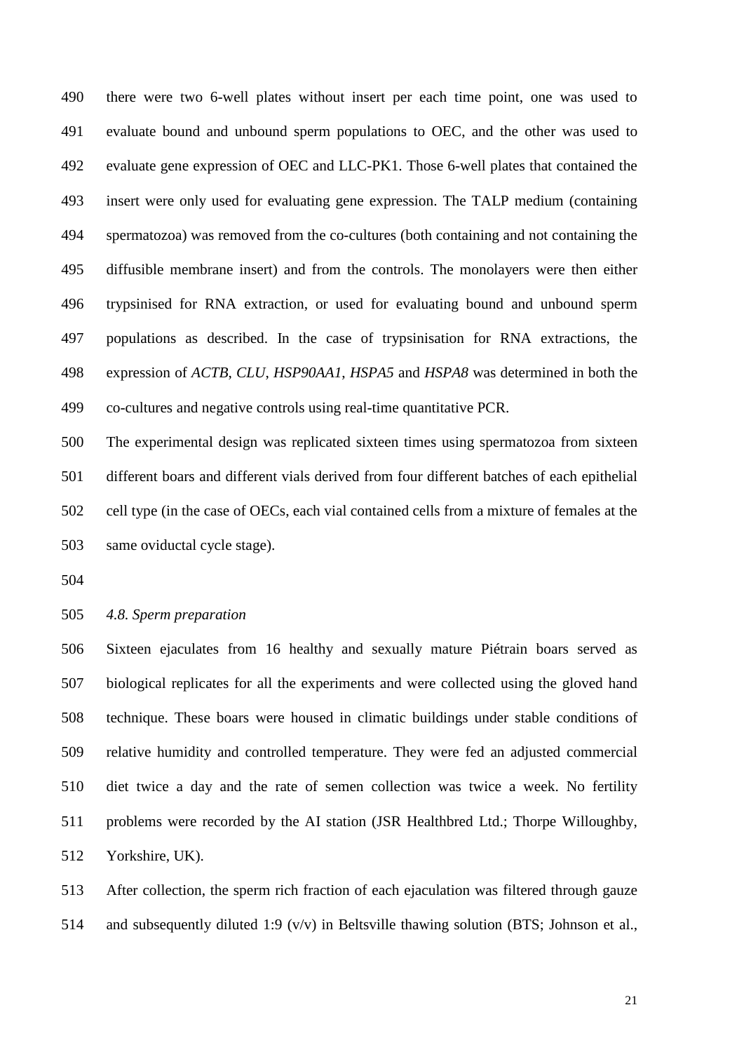there were two 6-well plates without insert per each time point, one was used to evaluate bound and unbound sperm populations to OEC, and the other was used to evaluate gene expression of OEC and LLC-PK1. Those 6-well plates that contained the insert were only used for evaluating gene expression. The TALP medium (containing spermatozoa) was removed from the co-cultures (both containing and not containing the diffusible membrane insert) and from the controls. The monolayers were then either trypsinised for RNA extraction, or used for evaluating bound and unbound sperm populations as described. In the case of trypsinisation for RNA extractions, the expression of *ACTB*, *CLU*, *HSP90AA1*, *HSPA5* and *HSPA8* was determined in both the co-cultures and negative controls using real-time quantitative PCR.

The experimental design was replicated sixteen times using spermatozoa from sixteen different boars and different vials derived from four different batches of each epithelial cell type (in the case of OECs, each vial contained cells from a mixture of females at the same oviductal cycle stage).

### *4.8. Sperm preparation*

Sixteen ejaculates from 16 healthy and sexually mature Piétrain boars served as biological replicates for all the experiments and were collected using the gloved hand technique. These boars were housed in climatic buildings under stable conditions of relative humidity and controlled temperature. They were fed an adjusted commercial diet twice a day and the rate of semen collection was twice a week. No fertility problems were recorded by the AI station (JSR Healthbred Ltd.; Thorpe Willoughby, Yorkshire, UK).

After collection, the sperm rich fraction of each ejaculation was filtered through gauze and subsequently diluted 1:9 (v/v) in Beltsville thawing solution (BTS; Johnson et al.,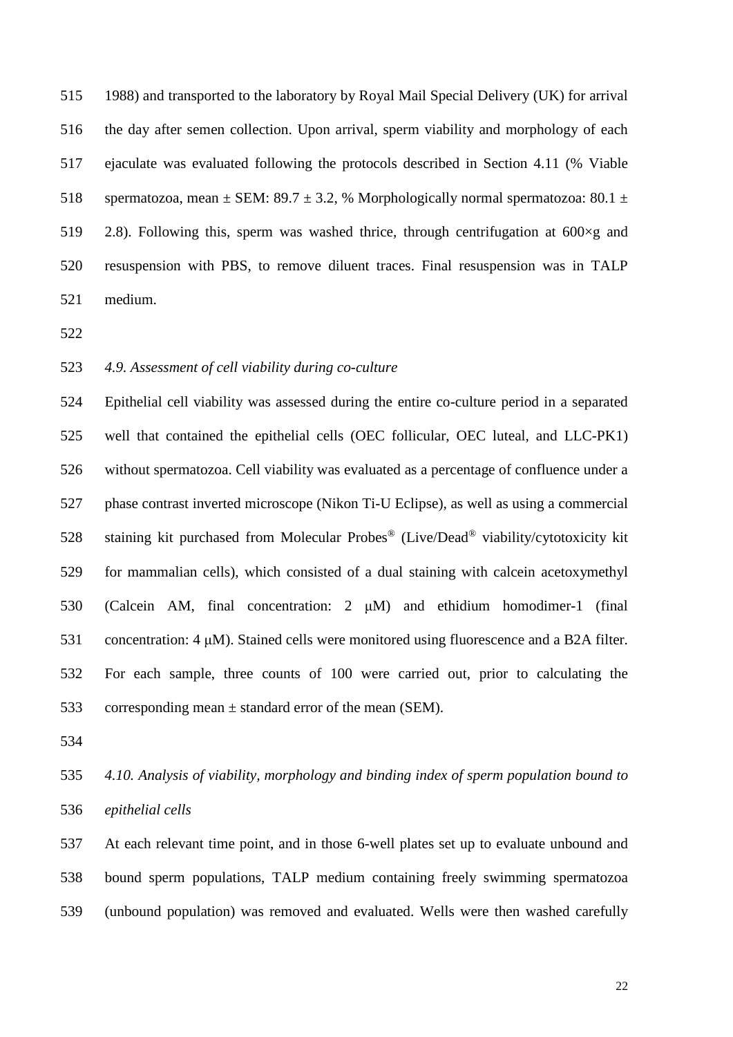1988) and transported to the laboratory by Royal Mail Special Delivery (UK) for arrival the day after semen collection. Upon arrival, sperm viability and morphology of each ejaculate was evaluated following the protocols described in Section 4.11 (% Viable spermatozoa, mean ± SEM: 89.7 ± 3.2, % Morphologically normal spermatozoa: 80.1 ± 2.8). Following this, sperm was washed thrice, through centrifugation at 600×g and resuspension with PBS, to remove diluent traces. Final resuspension was in TALP medium.

### *4.9. Assessment of cell viability during co-culture*

Epithelial cell viability was assessed during the entire co-culture period in a separated well that contained the epithelial cells (OEC follicular, OEC luteal, and LLC-PK1) without spermatozoa. Cell viability was evaluated as a percentage of confluence under a phase contrast inverted microscope (Nikon Ti-U Eclipse), as well as using a commercial staining kit purchased from Molecular Probes® (Live/Dead® viability/cytotoxicity kit for mammalian cells), which consisted of a dual staining with calcein acetoxymethyl (Calcein AM, final concentration: 2 μM) and ethidium homodimer-1 (final concentration: 4 μM). Stained cells were monitored using fluorescence and a B2A filter. For each sample, three counts of 100 were carried out, prior to calculating the corresponding mean ± standard error of the mean (SEM).

### *4.10. Analysis of viability, morphology and binding index of sperm population bound to epithelial cells*

At each relevant time point, and in those 6-well plates set up to evaluate unbound and bound sperm populations, TALP medium containing freely swimming spermatozoa (unbound population) was removed and evaluated. Wells were then washed carefully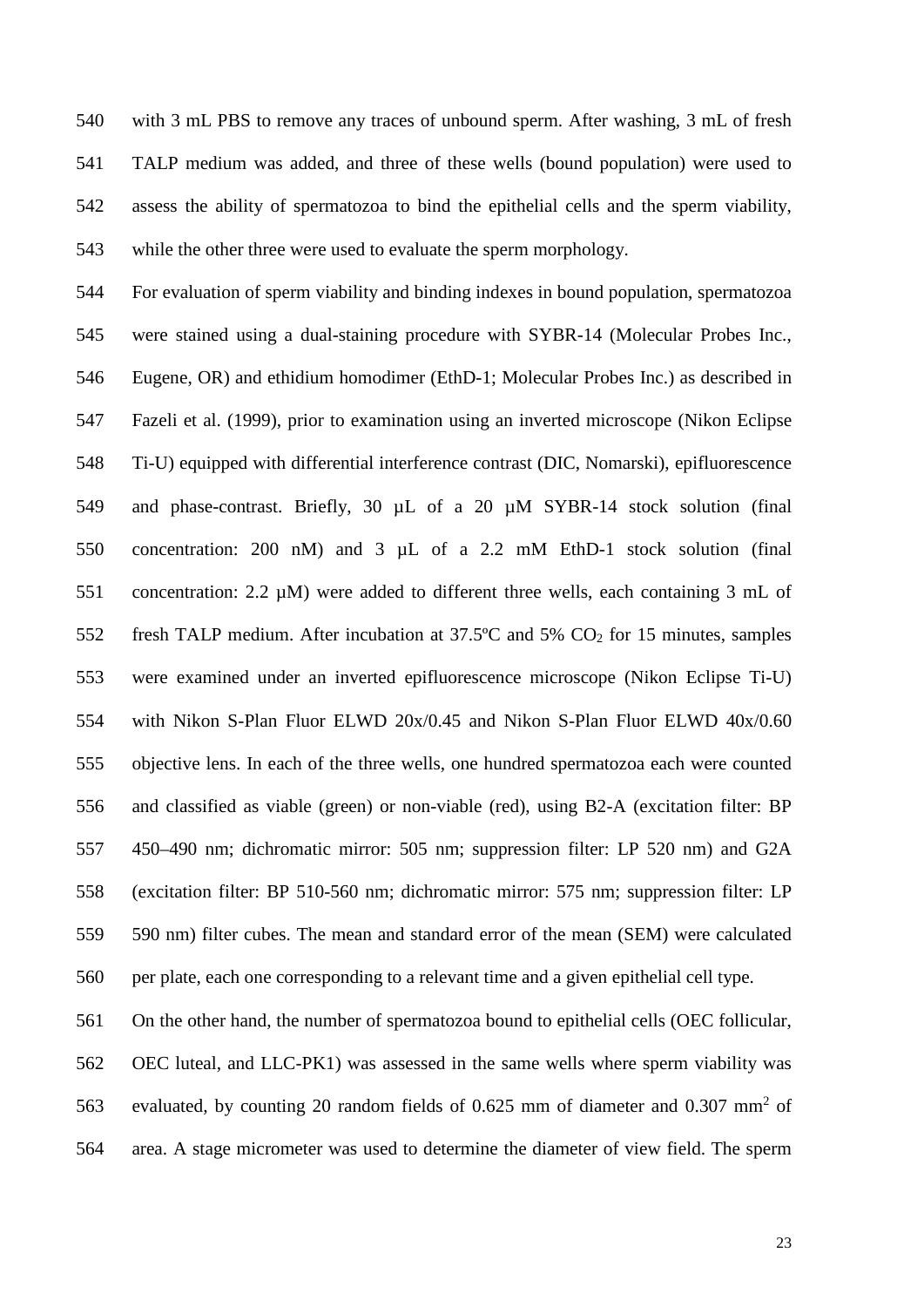with 3 mL PBS to remove any traces of unbound sperm. After washing, 3 mL of fresh TALP medium was added, and three of these wells (bound population) were used to assess the ability of spermatozoa to bind the epithelial cells and the sperm viability, while the other three were used to evaluate the sperm morphology.

For evaluation of sperm viability and binding indexes in bound population, spermatozoa were stained using a dual-staining procedure with SYBR-14 (Molecular Probes Inc., Eugene, OR) and ethidium homodimer (EthD-1; Molecular Probes Inc.) as described in Fazeli et al. (1999), prior to examination using an inverted microscope (Nikon Eclipse Ti-U) equipped with differential interference contrast (DIC, Nomarski), epifluorescence and phase-contrast. Briefly, 30 µL of a 20 µM SYBR-14 stock solution (final concentration: 200 nM) and 3 µL of a 2.2 mM EthD-1 stock solution (final concentration: 2.2 µM) were added to different three wells, each containing 3 mL of fresh TALP medium. After incubation at 37.5ºC and 5% $CO_2$ for 15 minutes, samples were examined under an inverted epifluorescence microscope (Nikon Eclipse Ti-U) with Nikon S-Plan Fluor ELWD 20x/0.45 and Nikon S-Plan Fluor ELWD 40x/0.60 objective lens. In each of the three wells, one hundred spermatozoa each were counted and classified as viable (green) or non-viable (red), using B2-A (excitation filter: BP 450–490 nm; dichromatic mirror: 505 nm; suppression filter: LP 520 nm) and G2A (excitation filter: BP 510-560 nm; dichromatic mirror: 575 nm; suppression filter: LP 590 nm) filter cubes. The mean and standard error of the mean (SEM) were calculated per plate, each one corresponding to a relevant time and a given epithelial cell type.

On the other hand, the number of spermatozoa bound to epithelial cells (OEC follicular, OEC luteal, and LLC-PK1) was assessed in the same wells where sperm viability was evaluated, by counting 20 random fields of 0.625 mm of diameter and 0.307 mm$^2$ of area. A stage micrometer was used to determine the diameter of view field. The sperm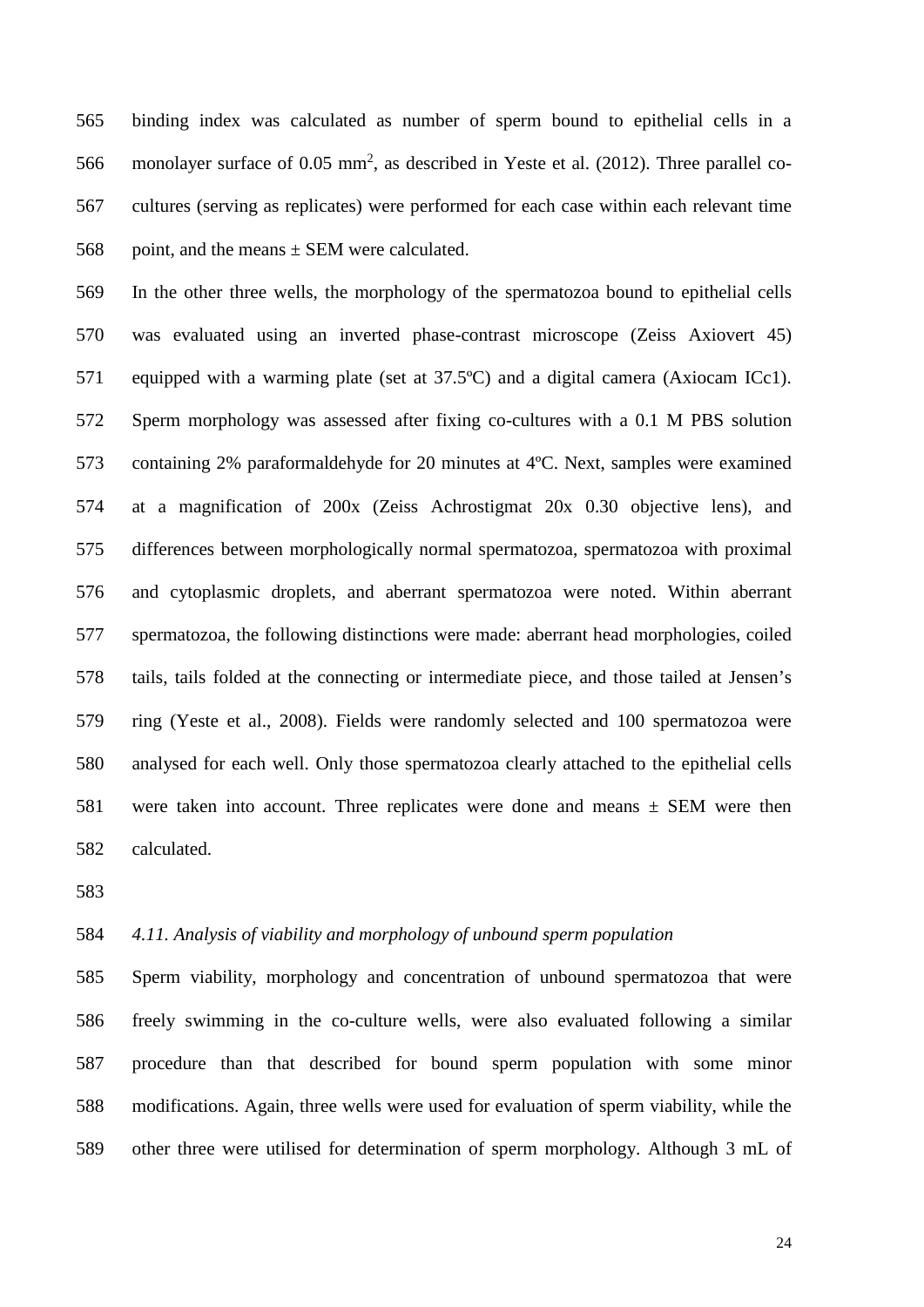binding index was calculated as number of sperm bound to epithelial cells in a monolayer surface of 0.05 $mm^2$, as described in Yeste et al. (2012). Three parallel co-cultures (serving as replicates) were performed for each case within each relevant time point, and the means ± SEM were calculated.

In the other three wells, the morphology of the spermatozoa bound to epithelial cells was evaluated using an inverted phase-contrast microscope (Zeiss Axiovert 45) equipped with a warming plate (set at 37.5ºC) and a digital camera (Axiocam ICc1). Sperm morphology was assessed after fixing co-cultures with a 0.1 M PBS solution containing 2% paraformaldehyde for 20 minutes at 4ºC. Next, samples were examined at a magnification of 200x (Zeiss Achrostigmat 20x 0.30 objective lens), and differences between morphologically normal spermatozoa, spermatozoa with proximal and cytoplasmic droplets, and aberrant spermatozoa were noted. Within aberrant spermatozoa, the following distinctions were made: aberrant head morphologies, coiled tails, tails folded at the connecting or intermediate piece, and those tailed at Jensen's ring (Yeste et al., 2008). Fields were randomly selected and 100 spermatozoa were analysed for each well. Only those spermatozoa clearly attached to the epithelial cells were taken into account. Three replicates were done and means ± SEM were then calculated.

*4.11. Analysis of viability and morphology of unbound sperm population*

Sperm viability, morphology and concentration of unbound spermatozoa that were freely swimming in the co-culture wells, were also evaluated following a similar procedure than that described for bound sperm population with some minor modifications. Again, three wells were used for evaluation of sperm viability, while the other three were utilised for determination of sperm morphology. Although 3 mL of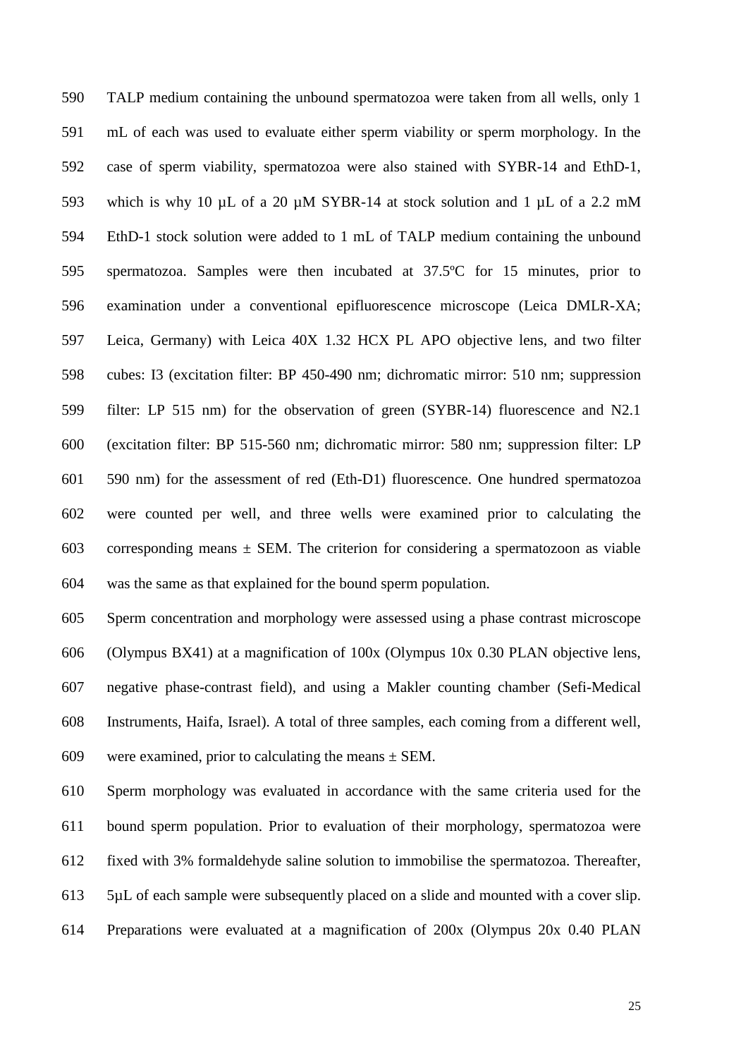TALP medium containing the unbound spermatozoa were taken from all wells, only 1 mL of each was used to evaluate either sperm viability or sperm morphology. In the case of sperm viability, spermatozoa were also stained with SYBR-14 and EthD-1, which is why 10 µL of a 20 µM SYBR-14 at stock solution and 1 µL of a 2.2 mM EthD-1 stock solution were added to 1 mL of TALP medium containing the unbound spermatozoa. Samples were then incubated at 37.5ºC for 15 minutes, prior to examination under a conventional epifluorescence microscope (Leica DMLR-XA; Leica, Germany) with Leica 40X 1.32 HCX PL APO objective lens, and two filter cubes: I3 (excitation filter: BP 450-490 nm; dichromatic mirror: 510 nm; suppression filter: LP 515 nm) for the observation of green (SYBR-14) fluorescence and N2.1 (excitation filter: BP 515-560 nm; dichromatic mirror: 580 nm; suppression filter: LP 590 nm) for the assessment of red (Eth-D1) fluorescence. One hundred spermatozoa were counted per well, and three wells were examined prior to calculating the corresponding means ± SEM. The criterion for considering a spermatozoon as viable was the same as that explained for the bound sperm population.

Sperm concentration and morphology were assessed using a phase contrast microscope (Olympus BX41) at a magnification of 100x (Olympus 10x 0.30 PLAN objective lens, negative phase-contrast field), and using a Makler counting chamber (Sefi-Medical Instruments, Haifa, Israel). A total of three samples, each coming from a different well, were examined, prior to calculating the means ± SEM.

Sperm morphology was evaluated in accordance with the same criteria used for the bound sperm population. Prior to evaluation of their morphology, spermatozoa were fixed with 3% formaldehyde saline solution to immobilise the spermatozoa. Thereafter, 5µL of each sample were subsequently placed on a slide and mounted with a cover slip. Preparations were evaluated at a magnification of 200x (Olympus 20x 0.40 PLAN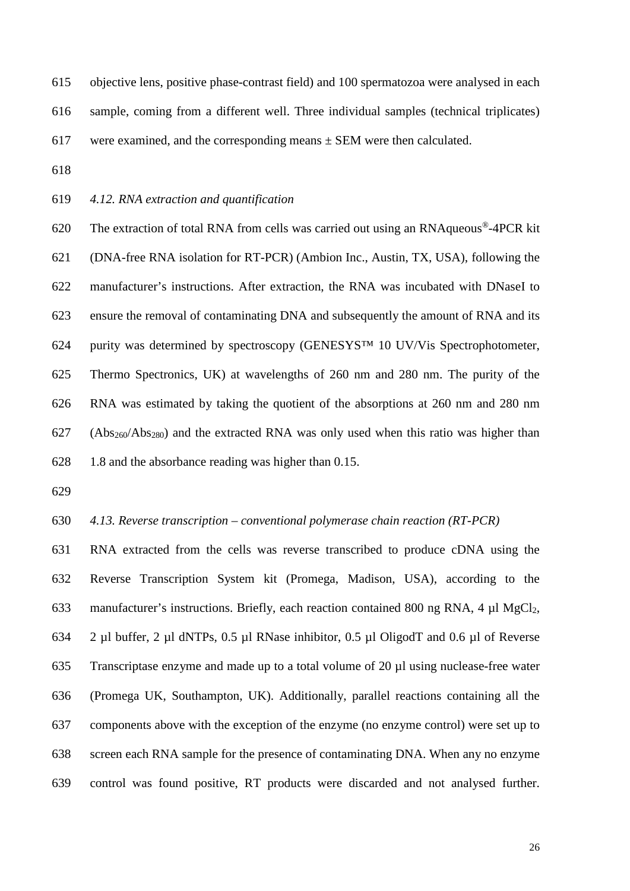objective lens, positive phase-contrast field) and 100 spermatozoa were analysed in each sample, coming from a different well. Three individual samples (technical triplicates) were examined, and the corresponding means ± SEM were then calculated.

### *4.12. RNA extraction and quantification*

The extraction of total RNA from cells was carried out using an RNAqueous®-4PCR kit (DNA-free RNA isolation for RT-PCR) (Ambion Inc., Austin, TX, USA), following the manufacturer's instructions. After extraction, the RNA was incubated with DNaseI to ensure the removal of contaminating DNA and subsequently the amount of RNA and its purity was determined by spectroscopy (GENESYS™ 10 UV/Vis Spectrophotometer, Thermo Spectronics, UK) at wavelengths of 260 nm and 280 nm. The purity of the RNA was estimated by taking the quotient of the absorptions at 260 nm and 280 nm ($Abs_{260}/Abs_{280}$) and the extracted RNA was only used when this ratio was higher than 1.8 and the absorbance reading was higher than 0.15.

### *4.13. Reverse transcription – conventional polymerase chain reaction (RT-PCR)*

RNA extracted from the cells was reverse transcribed to produce cDNA using the Reverse Transcription System kit (Promega, Madison, USA), according to the manufacturer's instructions. Briefly, each reaction contained 800 ng RNA, 4 µl $MgCl_2$, 2 µl buffer, 2 µl dNTPs, 0.5 µl RNase inhibitor, 0.5 µl OligodT and 0.6 µl of Reverse Transcriptase enzyme and made up to a total volume of 20 µl using nuclease-free water (Promega UK, Southampton, UK). Additionally, parallel reactions containing all the components above with the exception of the enzyme (no enzyme control) were set up to screen each RNA sample for the presence of contaminating DNA. When any no enzyme control was found positive, RT products were discarded and not analysed further.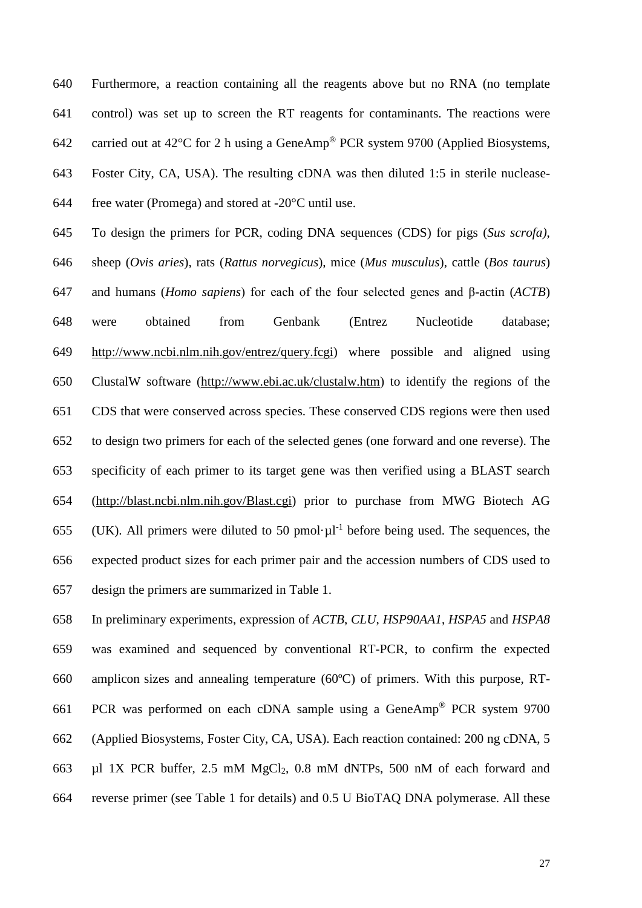Furthermore, a reaction containing all the reagents above but no RNA (no template control) was set up to screen the RT reagents for contaminants. The reactions were carried out at 42°C for 2 h using a GeneAmp® PCR system 9700 (Applied Biosystems, Foster City, CA, USA). The resulting cDNA was then diluted 1:5 in sterile nuclease-free water (Promega) and stored at -20°C until use.

To design the primers for PCR, coding DNA sequences (CDS) for pigs (*Sus scrofa)*, sheep (*Ovis aries*), rats (*Rattus norvegicus*), mice (*Mus musculus*), cattle (*Bos taurus*) and humans (*Homo sapiens*) for each of the four selected genes and β-actin (*ACTB*) were obtained from Genbank (Entrez Nucleotide database; http://www.ncbi.nlm.nih.gov/entrez/query.fcgi) where possible and aligned using ClustalW software (http://www.ebi.ac.uk/clustalw.htm) to identify the regions of the CDS that were conserved across species. These conserved CDS regions were then used to design two primers for each of the selected genes (one forward and one reverse). The specificity of each primer to its target gene was then verified using a BLAST search (http://blast.ncbi.nlm.nih.gov/Blast.cgi) prior to purchase from MWG Biotech AG (UK). All primers were diluted to 50 pmol·$\mu l^{-1}$ before being used. The sequences, the expected product sizes for each primer pair and the accession numbers of CDS used to design the primers are summarized in Table 1.

In preliminary experiments, expression of *ACTB*, *CLU*, *HSP90AA1*, *HSPA5* and *HSPA8* was examined and sequenced by conventional RT-PCR, to confirm the expected amplicon sizes and annealing temperature (60ºC) of primers. With this purpose, RT-PCR was performed on each cDNA sample using a GeneAmp® PCR system 9700 (Applied Biosystems, Foster City, CA, USA). Each reaction contained: 200 ng cDNA, 5 µl 1X PCR buffer, 2.5 mM $MgCl_2$, 0.8 mM dNTPs, 500 nM of each forward and reverse primer (see Table 1 for details) and 0.5 U BioTAQ DNA polymerase. All these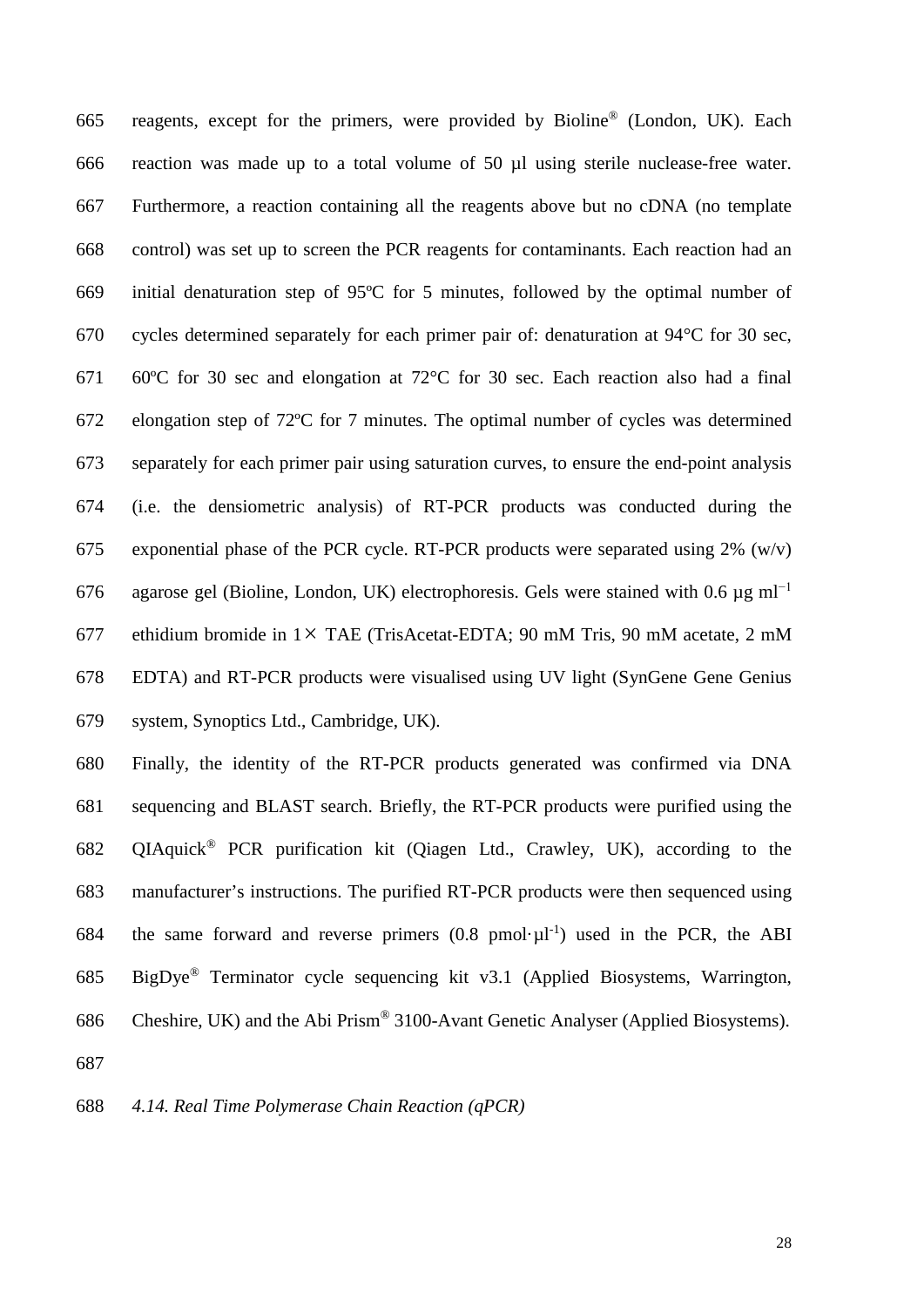reagents, except for the primers, were provided by Bioline® (London, UK). Each reaction was made up to a total volume of 50 µl using sterile nuclease-free water. Furthermore, a reaction containing all the reagents above but no cDNA (no template control) was set up to screen the PCR reagents for contaminants. Each reaction had an initial denaturation step of 95ºC for 5 minutes, followed by the optimal number of cycles determined separately for each primer pair of: denaturation at 94°C for 30 sec, 60ºC for 30 sec and elongation at 72°C for 30 sec. Each reaction also had a final elongation step of 72ºC for 7 minutes. The optimal number of cycles was determined separately for each primer pair using saturation curves, to ensure the end-point analysis (i.e. the densiometric analysis) of RT-PCR products was conducted during the exponential phase of the PCR cycle. RT-PCR products were separated using 2% (w/v) agarose gel (Bioline, London, UK) electrophoresis. Gels were stained with 0.6 µg $ml^{-1}$ ethidium bromide in 1× TAE (TrisAcetat-EDTA; 90 mM Tris, 90 mM acetate, 2 mM EDTA) and RT-PCR products were visualised using UV light (SynGene Gene Genius system, Synoptics Ltd., Cambridge, UK).

Finally, the identity of the RT-PCR products generated was confirmed via DNA sequencing and BLAST search. Briefly, the RT-PCR products were purified using the QIAquick® PCR purification kit (Qiagen Ltd., Crawley, UK), according to the manufacturer's instructions. The purified RT-PCR products were then sequenced using the same forward and reverse primers (0.8 pmol·$\mu l^{-1}$) used in the PCR, the ABI BigDye® Terminator cycle sequencing kit v3.1 (Applied Biosystems, Warrington, Cheshire, UK) and the Abi Prism® 3100-Avant Genetic Analyser (Applied Biosystems).

### *4.14. Real Time Polymerase Chain Reaction (qPCR)*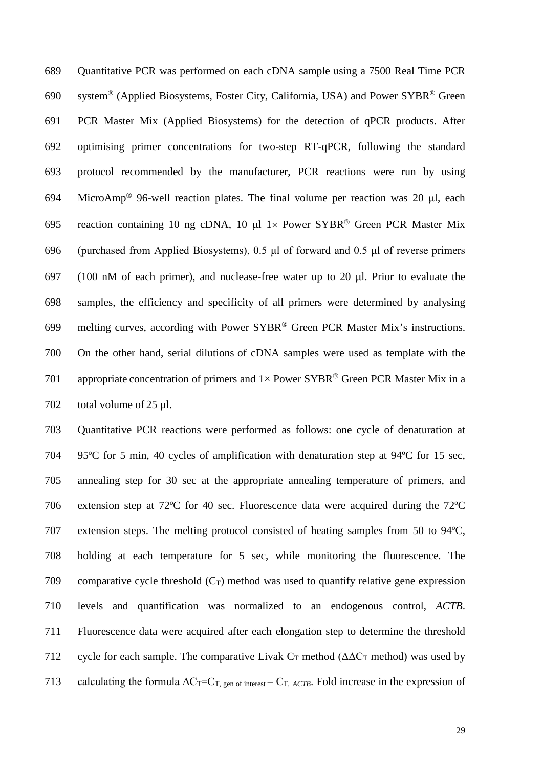Quantitative PCR was performed on each cDNA sample using a 7500 Real Time PCR system® (Applied Biosystems, Foster City, California, USA) and Power SYBR® Green PCR Master Mix (Applied Biosystems) for the detection of qPCR products. After optimising primer concentrations for two-step RT-qPCR, following the standard protocol recommended by the manufacturer, PCR reactions were run by using MicroAmp® 96-well reaction plates. The final volume per reaction was 20 μl, each reaction containing 10 ng cDNA, 10 μl 1× Power SYBR® Green PCR Master Mix (purchased from Applied Biosystems), 0.5 μl of forward and 0.5 μl of reverse primers (100 nM of each primer), and nuclease-free water up to 20 μl. Prior to evaluate the samples, the efficiency and specificity of all primers were determined by analysing melting curves, according with Power SYBR® Green PCR Master Mix's instructions. On the other hand, serial dilutions of cDNA samples were used as template with the appropriate concentration of primers and 1× Power SYBR® Green PCR Master Mix in a total volume of 25 μl.

Quantitative PCR reactions were performed as follows: one cycle of denaturation at 95ºC for 5 min, 40 cycles of amplification with denaturation step at 94ºC for 15 sec, annealing step for 30 sec at the appropriate annealing temperature of primers, and extension step at 72ºC for 40 sec. Fluorescence data were acquired during the 72ºC extension steps. The melting protocol consisted of heating samples from 50 to 94ºC, holding at each temperature for 5 sec, while monitoring the fluorescence. The comparative cycle threshold ($C_T$) method was used to quantify relative gene expression levels and quantification was normalized to an endogenous control, *ACTB*. Fluorescence data were acquired after each elongation step to determine the threshold cycle for each sample. The comparative Livak $C_T$ method ($\Delta\Delta C_T$ method) was used by calculating the formula $\Delta C_T = C_{T,\text{ gen of interest}} - C_{T,\ ACTB}$. Fold increase in the expression of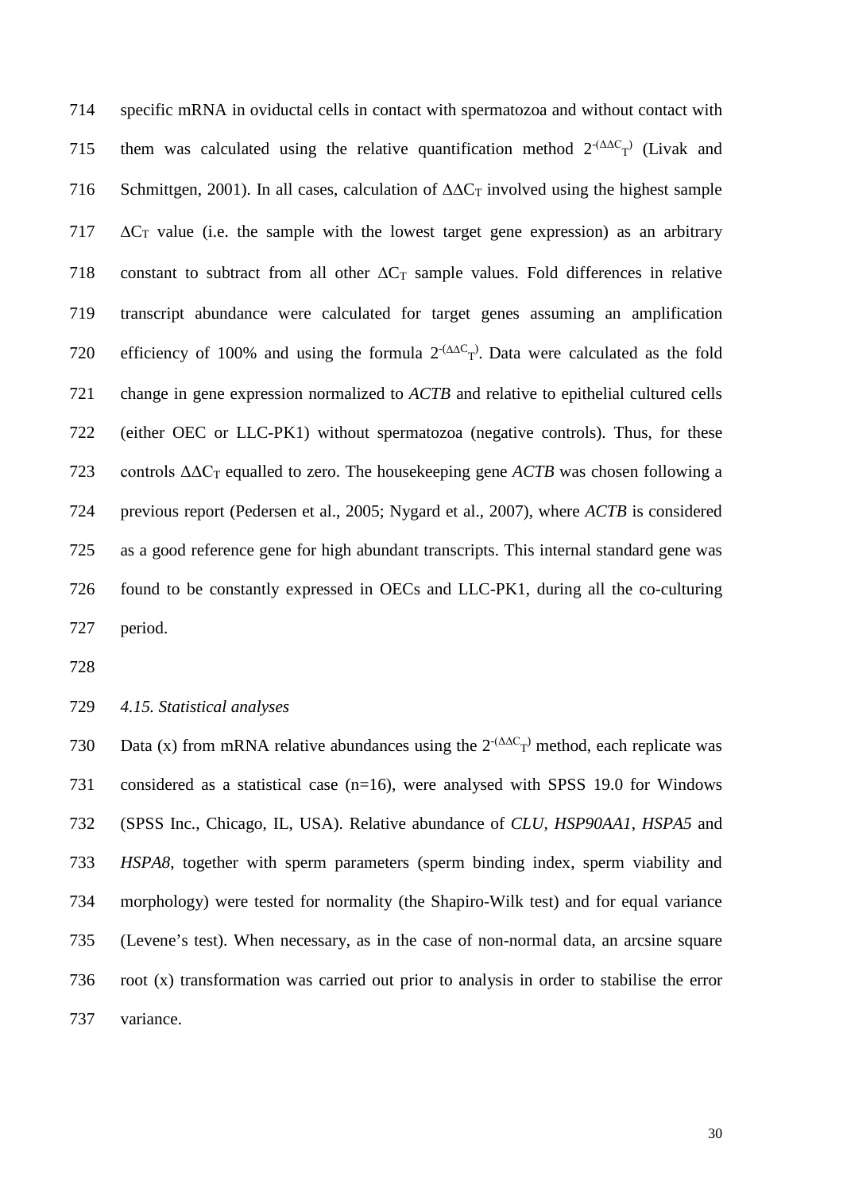specific mRNA in oviductal cells in contact with spermatozoa and without contact with them was calculated using the relative quantification method $2^{-(\Delta\Delta C_T)}$ (Livak and Schmittgen, 2001). In all cases, calculation of $\Delta\Delta C_T$ involved using the highest sample $\Delta C_T$ value (i.e. the sample with the lowest target gene expression) as an arbitrary constant to subtract from all other $\Delta C_T$ sample values. Fold differences in relative transcript abundance were calculated for target genes assuming an amplification efficiency of 100% and using the formula $2^{-(\Delta\Delta C_T)}$. Data were calculated as the fold change in gene expression normalized to *ACTB* and relative to epithelial cultured cells (either OEC or LLC-PK1) without spermatozoa (negative controls). Thus, for these controls $\Delta\Delta C_T$ equalled to zero. The housekeeping gene *ACTB* was chosen following a previous report (Pedersen et al., 2005; Nygard et al., 2007), where *ACTB* is considered as a good reference gene for high abundant transcripts. This internal standard gene was found to be constantly expressed in OECs and LLC-PK1, during all the co-culturing period.

*4.15. Statistical analyses*

Data (x) from mRNA relative abundances using the $2^{-(\Delta\Delta C_T)}$ method, each replicate was considered as a statistical case (n=16), were analysed with SPSS 19.0 for Windows (SPSS Inc., Chicago, IL, USA). Relative abundance of *CLU*, *HSP90AA1*, *HSPA5* and *HSPA8*, together with sperm parameters (sperm binding index, sperm viability and morphology) were tested for normality (the Shapiro-Wilk test) and for equal variance (Levene's test). When necessary, as in the case of non-normal data, an arcsine square root (x) transformation was carried out prior to analysis in order to stabilise the error variance.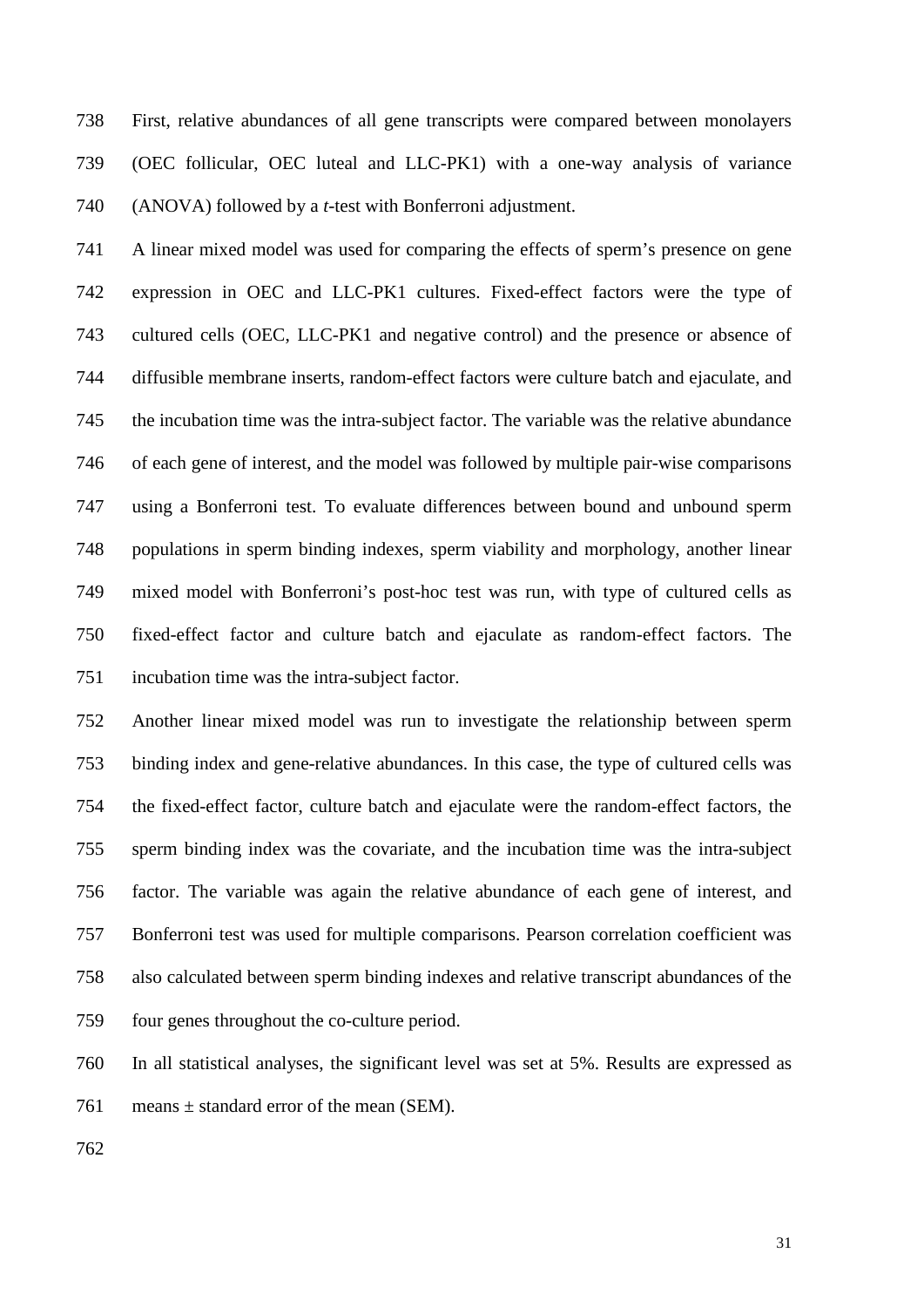First, relative abundances of all gene transcripts were compared between monolayers (OEC follicular, OEC luteal and LLC-PK1) with a one-way analysis of variance (ANOVA) followed by a *t*-test with Bonferroni adjustment.

A linear mixed model was used for comparing the effects of sperm's presence on gene expression in OEC and LLC-PK1 cultures. Fixed-effect factors were the type of cultured cells (OEC, LLC-PK1 and negative control) and the presence or absence of diffusible membrane inserts, random-effect factors were culture batch and ejaculate, and the incubation time was the intra-subject factor. The variable was the relative abundance of each gene of interest, and the model was followed by multiple pair-wise comparisons using a Bonferroni test. To evaluate differences between bound and unbound sperm populations in sperm binding indexes, sperm viability and morphology, another linear mixed model with Bonferroni's post-hoc test was run, with type of cultured cells as fixed-effect factor and culture batch and ejaculate as random-effect factors. The incubation time was the intra-subject factor.

Another linear mixed model was run to investigate the relationship between sperm binding index and gene-relative abundances. In this case, the type of cultured cells was the fixed-effect factor, culture batch and ejaculate were the random-effect factors, the sperm binding index was the covariate, and the incubation time was the intra-subject factor. The variable was again the relative abundance of each gene of interest, and Bonferroni test was used for multiple comparisons. Pearson correlation coefficient was also calculated between sperm binding indexes and relative transcript abundances of the four genes throughout the co-culture period.

In all statistical analyses, the significant level was set at 5%. Results are expressed as means ± standard error of the mean (SEM).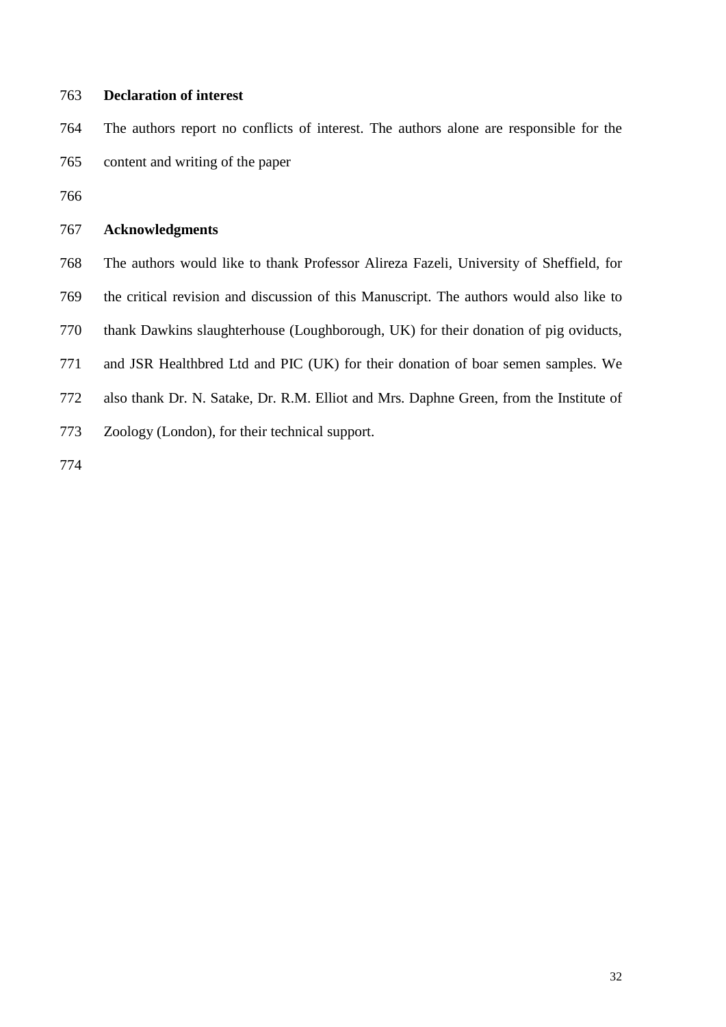## Declaration of interest

The authors report no conflicts of interest. The authors alone are responsible for the content and writing of the paper

## Acknowledgments

The authors would like to thank Professor Alireza Fazeli, University of Sheffield, for the critical revision and discussion of this Manuscript. The authors would also like to thank Dawkins slaughterhouse (Loughborough, UK) for their donation of pig oviducts, and JSR Healthbred Ltd and PIC (UK) for their donation of boar semen samples. We also thank Dr. N. Satake, Dr. R.M. Elliot and Mrs. Daphne Green, from the Institute of Zoology (London), for their technical support.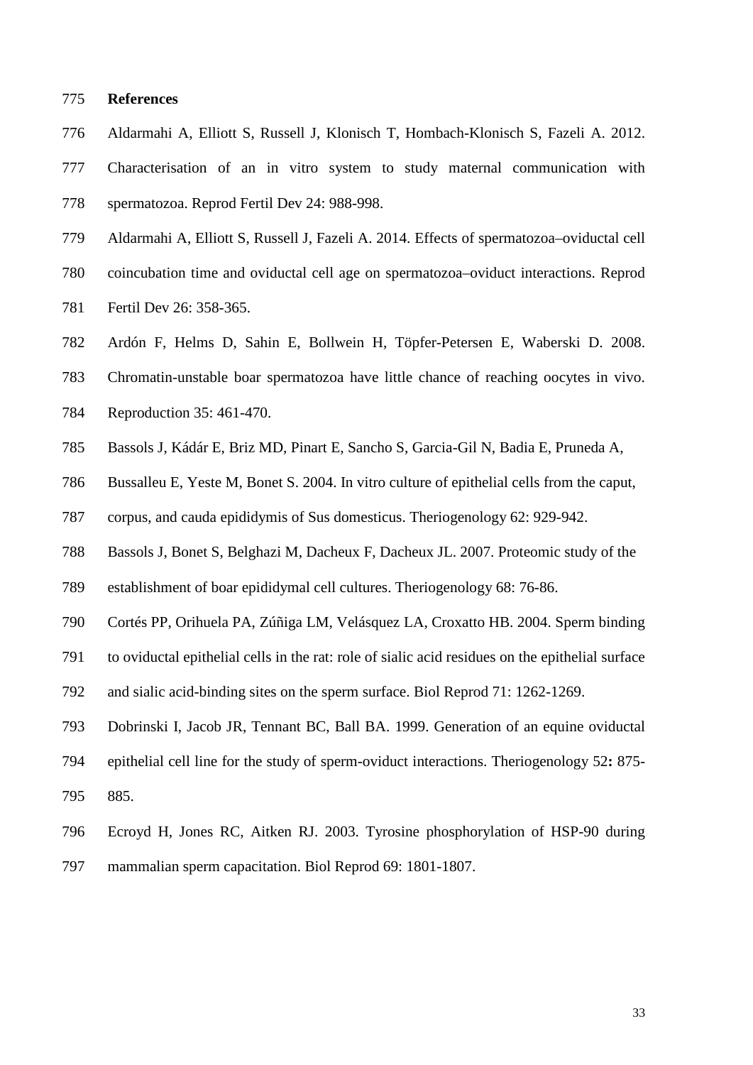## References

Aldarmahi A, Elliott S, Russell J, Klonisch T, Hombach-Klonisch S, Fazeli A. 2012. Characterisation of an in vitro system to study maternal communication with spermatozoa. Reprod Fertil Dev 24: 988-998.

Aldarmahi A, Elliott S, Russell J, Fazeli A. 2014. Effects of spermatozoa–oviductal cell coincubation time and oviductal cell age on spermatozoa–oviduct interactions. Reprod Fertil Dev 26: 358-365.

Ardón F, Helms D, Sahin E, Bollwein H, Töpfer-Petersen E, Waberski D. 2008. Chromatin-unstable boar spermatozoa have little chance of reaching oocytes in vivo. Reproduction 35: 461-470.

Bassols J, Kádár E, Briz MD, Pinart E, Sancho S, Garcia-Gil N, Badia E, Pruneda A, Bussalleu E, Yeste M, Bonet S. 2004. In vitro culture of epithelial cells from the caput, corpus, and cauda epididymis of Sus domesticus. Theriogenology 62: 929-942.

Bassols J, Bonet S, Belghazi M, Dacheux F, Dacheux JL. 2007. Proteomic study of the establishment of boar epididymal cell cultures. Theriogenology 68: 76-86.

Cortés PP, Orihuela PA, Zúñiga LM, Velásquez LA, Croxatto HB. 2004. Sperm binding to oviductal epithelial cells in the rat: role of sialic acid residues on the epithelial surface and sialic acid-binding sites on the sperm surface. Biol Reprod 71: 1262-1269.

Dobrinski I, Jacob JR, Tennant BC, Ball BA. 1999. Generation of an equine oviductal epithelial cell line for the study of sperm-oviduct interactions. Theriogenology 52**:** 875-885.

Ecroyd H, Jones RC, Aitken RJ. 2003. Tyrosine phosphorylation of HSP-90 during mammalian sperm capacitation. Biol Reprod 69: 1801-1807.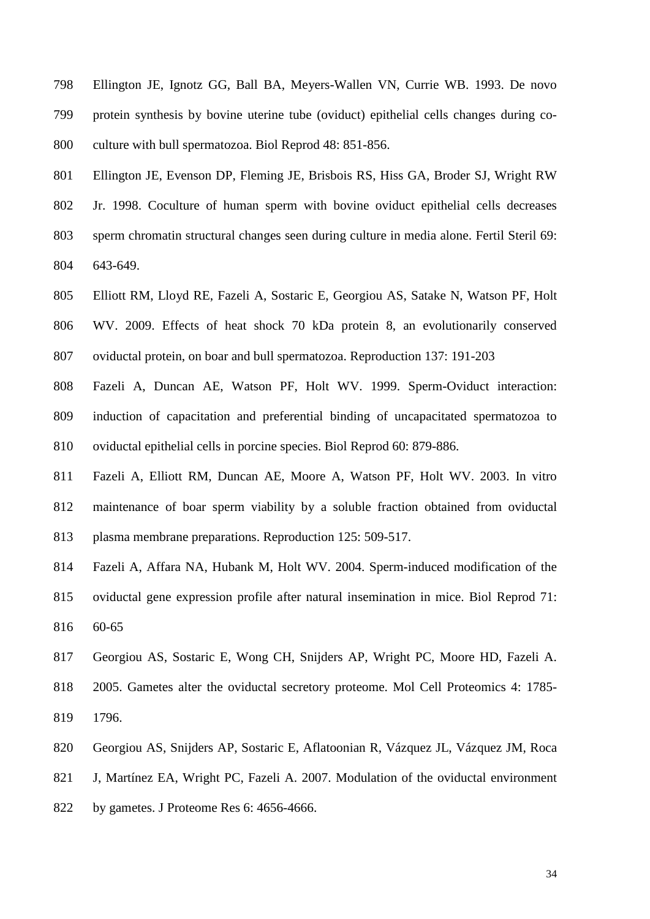Ellington JE, Ignotz GG, Ball BA, Meyers-Wallen VN, Currie WB. 1993. De novo protein synthesis by bovine uterine tube (oviduct) epithelial cells changes during co-culture with bull spermatozoa. Biol Reprod 48: 851-856.

Ellington JE, Evenson DP, Fleming JE, Brisbois RS, Hiss GA, Broder SJ, Wright RW Jr. 1998. Coculture of human sperm with bovine oviduct epithelial cells decreases sperm chromatin structural changes seen during culture in media alone. Fertil Steril 69: 643-649.

Elliott RM, Lloyd RE, Fazeli A, Sostaric E, Georgiou AS, Satake N, Watson PF, Holt WV. 2009. Effects of heat shock 70 kDa protein 8, an evolutionarily conserved oviductal protein, on boar and bull spermatozoa. Reproduction 137: 191-203

Fazeli A, Duncan AE, Watson PF, Holt WV. 1999. Sperm-Oviduct interaction: induction of capacitation and preferential binding of uncapacitated spermatozoa to oviductal epithelial cells in porcine species. Biol Reprod 60: 879-886.

Fazeli A, Elliott RM, Duncan AE, Moore A, Watson PF, Holt WV. 2003. In vitro maintenance of boar sperm viability by a soluble fraction obtained from oviductal plasma membrane preparations. Reproduction 125: 509-517.

Fazeli A, Affara NA, Hubank M, Holt WV. 2004. Sperm-induced modification of the oviductal gene expression profile after natural insemination in mice. Biol Reprod 71: 60-65

Georgiou AS, Sostaric E, Wong CH, Snijders AP, Wright PC, Moore HD, Fazeli A. 2005. Gametes alter the oviductal secretory proteome. Mol Cell Proteomics 4: 1785-1796.

Georgiou AS, Snijders AP, Sostaric E, Aflatoonian R, Vázquez JL, Vázquez JM, Roca J, Martínez EA, Wright PC, Fazeli A. 2007. Modulation of the oviductal environment by gametes. J Proteome Res 6: 4656-4666.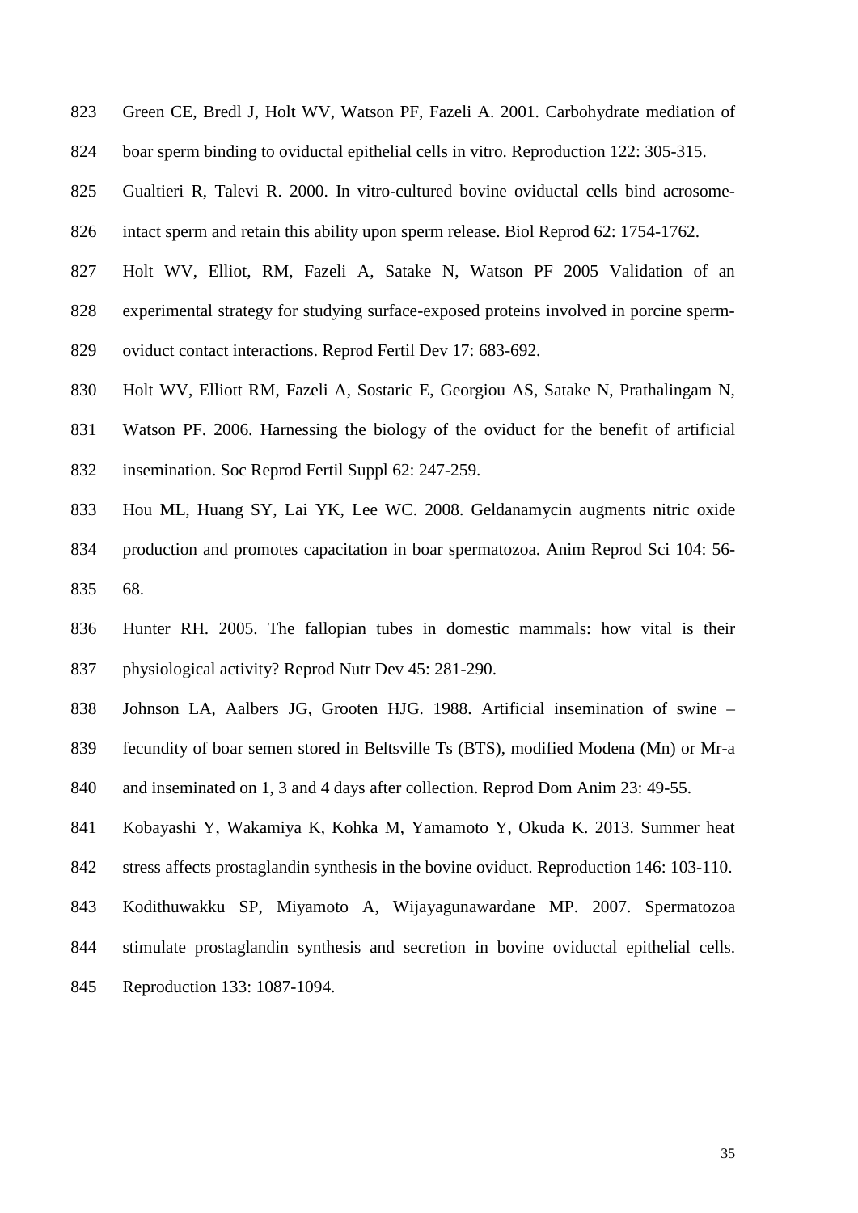Green CE, Bredl J, Holt WV, Watson PF, Fazeli A. 2001. Carbohydrate mediation of boar sperm binding to oviductal epithelial cells in vitro. Reproduction 122: 305-315.

Gualtieri R, Talevi R. 2000. In vitro-cultured bovine oviductal cells bind acrosome-intact sperm and retain this ability upon sperm release. Biol Reprod 62: 1754-1762.

Holt WV, Elliot, RM, Fazeli A, Satake N, Watson PF 2005 Validation of an experimental strategy for studying surface-exposed proteins involved in porcine sperm-oviduct contact interactions. Reprod Fertil Dev 17: 683-692.

Holt WV, Elliott RM, Fazeli A, Sostaric E, Georgiou AS, Satake N, Prathalingam N, Watson PF. 2006. Harnessing the biology of the oviduct for the benefit of artificial insemination. Soc Reprod Fertil Suppl 62: 247-259.

Hou ML, Huang SY, Lai YK, Lee WC. 2008. Geldanamycin augments nitric oxide production and promotes capacitation in boar spermatozoa. Anim Reprod Sci 104: 56-68.

Hunter RH. 2005. The fallopian tubes in domestic mammals: how vital is their physiological activity? Reprod Nutr Dev 45: 281-290.

Johnson LA, Aalbers JG, Grooten HJG. 1988. Artificial insemination of swine – fecundity of boar semen stored in Beltsville Ts (BTS), modified Modena (Mn) or Mr-a and inseminated on 1, 3 and 4 days after collection. Reprod Dom Anim 23: 49-55.

Kobayashi Y, Wakamiya K, Kohka M, Yamamoto Y, Okuda K. 2013. Summer heat stress affects prostaglandin synthesis in the bovine oviduct. Reproduction 146: 103-110.

Kodithuwakku SP, Miyamoto A, Wijayagunawardane MP. 2007. Spermatozoa stimulate prostaglandin synthesis and secretion in bovine oviductal epithelial cells. Reproduction 133: 1087-1094.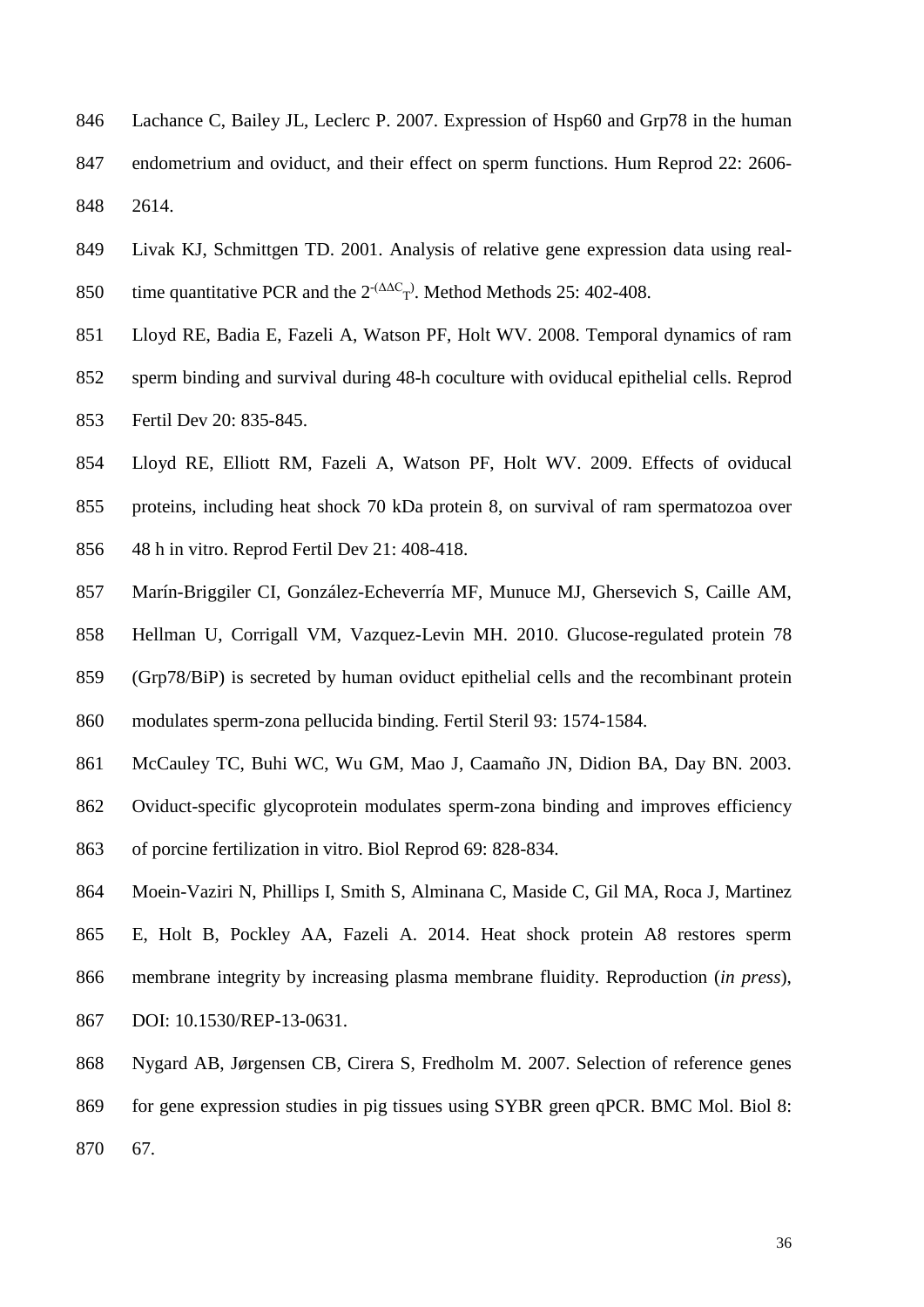Lachance C, Bailey JL, Leclerc P. 2007. Expression of Hsp60 and Grp78 in the human endometrium and oviduct, and their effect on sperm functions. Hum Reprod 22: 2606-2614.

Livak KJ, Schmittgen TD. 2001. Analysis of relative gene expression data using real-time quantitative PCR and the $2^{-(\Delta\Delta C_T)}$. Method Methods 25: 402-408.

Lloyd RE, Badia E, Fazeli A, Watson PF, Holt WV. 2008. Temporal dynamics of ram sperm binding and survival during 48-h coculture with oviducal epithelial cells. Reprod Fertil Dev 20: 835-845.

Lloyd RE, Elliott RM, Fazeli A, Watson PF, Holt WV. 2009. Effects of oviducal proteins, including heat shock 70 kDa protein 8, on survival of ram spermatozoa over 48 h in vitro. Reprod Fertil Dev 21: 408-418.

Marín-Briggiler CI, González-Echeverría MF, Munuce MJ, Ghersevich S, Caille AM, Hellman U, Corrigall VM, Vazquez-Levin MH. 2010. Glucose-regulated protein 78 (Grp78/BiP) is secreted by human oviduct epithelial cells and the recombinant protein modulates sperm-zona pellucida binding. Fertil Steril 93: 1574-1584.

McCauley TC, Buhi WC, Wu GM, Mao J, Caamaño JN, Didion BA, Day BN. 2003. Oviduct-specific glycoprotein modulates sperm-zona binding and improves efficiency of porcine fertilization in vitro. Biol Reprod 69: 828-834.

Moein-Vaziri N, Phillips I, Smith S, Alminana C, Maside C, Gil MA, Roca J, Martinez E, Holt B, Pockley AA, Fazeli A. 2014. Heat shock protein A8 restores sperm membrane integrity by increasing plasma membrane fluidity. Reproduction (*in press*), DOI: 10.1530/REP-13-0631.

Nygard AB, Jørgensen CB, Cirera S, Fredholm M. 2007. Selection of reference genes for gene expression studies in pig tissues using SYBR green qPCR. BMC Mol. Biol 8: 67.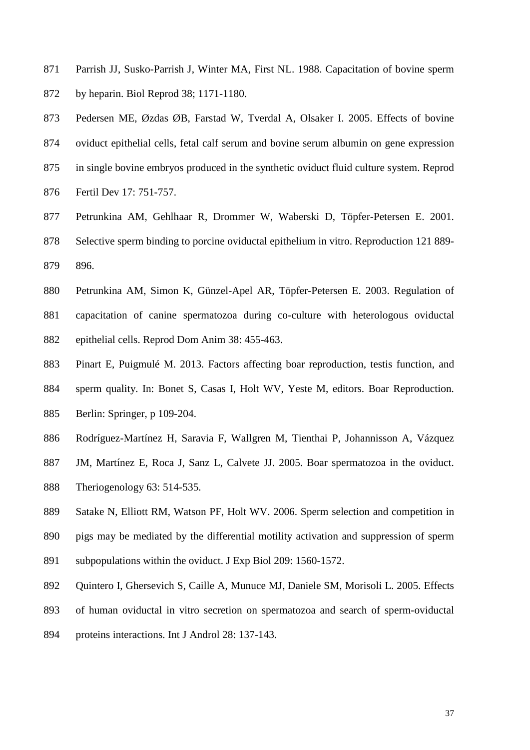Parrish JJ, Susko-Parrish J, Winter MA, First NL. 1988. Capacitation of bovine sperm by heparin. Biol Reprod 38; 1171-1180.

Pedersen ME, Øzdas ØB, Farstad W, Tverdal A, Olsaker I. 2005. Effects of bovine oviduct epithelial cells, fetal calf serum and bovine serum albumin on gene expression in single bovine embryos produced in the synthetic oviduct fluid culture system. Reprod Fertil Dev 17: 751-757.

Petrunkina AM, Gehlhaar R, Drommer W, Waberski D, Töpfer-Petersen E. 2001. Selective sperm binding to porcine oviductal epithelium in vitro. Reproduction 121 889-896.

Petrunkina AM, Simon K, Günzel-Apel AR, Töpfer-Petersen E. 2003. Regulation of capacitation of canine spermatozoa during co-culture with heterologous oviductal epithelial cells. Reprod Dom Anim 38: 455-463.

Pinart E, Puigmulé M. 2013. Factors affecting boar reproduction, testis function, and sperm quality. In: Bonet S, Casas I, Holt WV, Yeste M, editors. Boar Reproduction. Berlin: Springer, p 109-204.

Rodríguez-Martínez H, Saravia F, Wallgren M, Tienthai P, Johannisson A, Vázquez JM, Martínez E, Roca J, Sanz L, Calvete JJ. 2005. Boar spermatozoa in the oviduct. Theriogenology 63: 514-535.

Satake N, Elliott RM, Watson PF, Holt WV. 2006. Sperm selection and competition in pigs may be mediated by the differential motility activation and suppression of sperm subpopulations within the oviduct. J Exp Biol 209: 1560-1572.

Quintero I, Ghersevich S, Caille A, Munuce MJ, Daniele SM, Morisoli L. 2005. Effects of human oviductal in vitro secretion on spermatozoa and search of sperm-oviductal proteins interactions. Int J Androl 28: 137-143.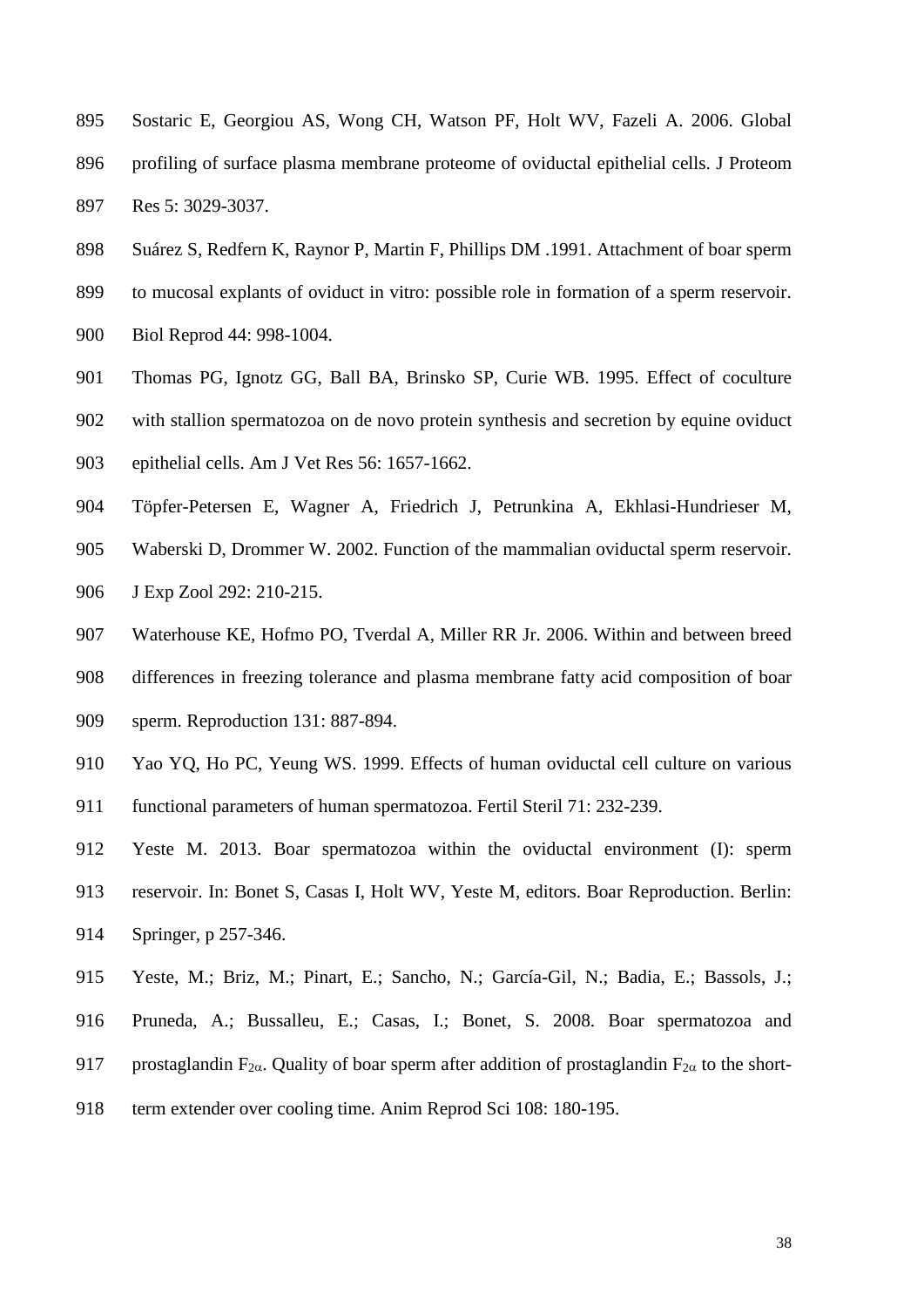Sostaric E, Georgiou AS, Wong CH, Watson PF, Holt WV, Fazeli A. 2006. Global profiling of surface plasma membrane proteome of oviductal epithelial cells. J Proteom Res 5: 3029-3037.

Suárez S, Redfern K, Raynor P, Martin F, Phillips DM .1991. Attachment of boar sperm to mucosal explants of oviduct in vitro: possible role in formation of a sperm reservoir. Biol Reprod 44: 998-1004.

Thomas PG, Ignotz GG, Ball BA, Brinsko SP, Curie WB. 1995. Effect of coculture with stallion spermatozoa on de novo protein synthesis and secretion by equine oviduct epithelial cells. Am J Vet Res 56: 1657-1662.

Töpfer-Petersen E, Wagner A, Friedrich J, Petrunkina A, Ekhlasi-Hundrieser M, Waberski D, Drommer W. 2002. Function of the mammalian oviductal sperm reservoir. J Exp Zool 292: 210-215.

Waterhouse KE, Hofmo PO, Tverdal A, Miller RR Jr. 2006. Within and between breed differences in freezing tolerance and plasma membrane fatty acid composition of boar sperm. Reproduction 131: 887-894.

Yao YQ, Ho PC, Yeung WS. 1999. Effects of human oviductal cell culture on various functional parameters of human spermatozoa. Fertil Steril 71: 232-239.

Yeste M. 2013. Boar spermatozoa within the oviductal environment (I): sperm reservoir. In: Bonet S, Casas I, Holt WV, Yeste M, editors. Boar Reproduction. Berlin: Springer, p 257-346.

Yeste, M.; Briz, M.; Pinart, E.; Sancho, N.; García-Gil, N.; Badia, E.; Bassols, J.; Pruneda, A.; Bussalleu, E.; Casas, I.; Bonet, S. 2008. Boar spermatozoa and prostaglandin $F_{2\alpha}$. Quality of boar sperm after addition of prostaglandin $F_{2\alpha}$ to the short-term extender over cooling time. Anim Reprod Sci 108: 180-195.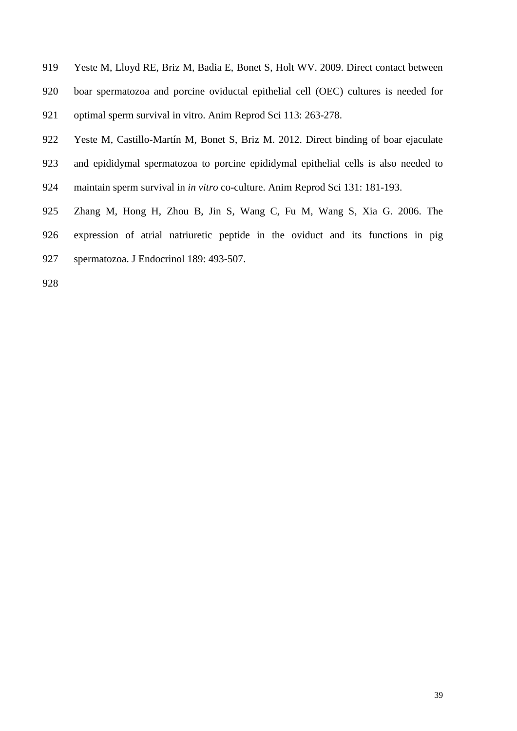Yeste M, Lloyd RE, Briz M, Badia E, Bonet S, Holt WV. 2009. Direct contact between boar spermatozoa and porcine oviductal epithelial cell (OEC) cultures is needed for optimal sperm survival in vitro. Anim Reprod Sci 113: 263-278.

Yeste M, Castillo-Martín M, Bonet S, Briz M. 2012. Direct binding of boar ejaculate and epididymal spermatozoa to porcine epididymal epithelial cells is also needed to maintain sperm survival in *in vitro* co-culture. Anim Reprod Sci 131: 181-193.

Zhang M, Hong H, Zhou B, Jin S, Wang C, Fu M, Wang S, Xia G. 2006. The expression of atrial natriuretic peptide in the oviduct and its functions in pig spermatozoa. J Endocrinol 189: 493-507.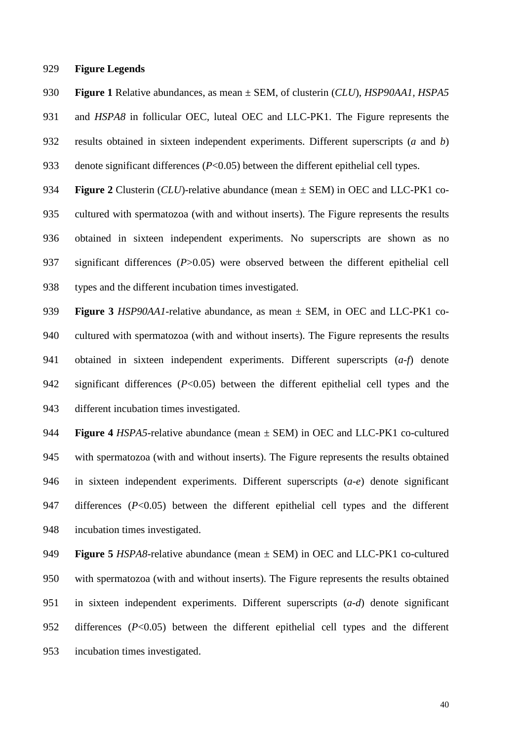**Figure Legends**

**Figure 1** Relative abundances, as mean ± SEM, of clusterin (*CLU*), *HSP90AA1*, *HSPA5* and *HSPA8* in follicular OEC, luteal OEC and LLC-PK1. The Figure represents the results obtained in sixteen independent experiments. Different superscripts (*a* and *b*) denote significant differences ($P<0.05$) between the different epithelial cell types.

**Figure 2** Clusterin (*CLU*)-relative abundance (mean ± SEM) in OEC and LLC-PK1 co-cultured with spermatozoa (with and without inserts). The Figure represents the results obtained in sixteen independent experiments. No superscripts are shown as no significant differences ($P>0.05$) were observed between the different epithelial cell types and the different incubation times investigated.

**Figure 3** *HSP90AA1*-relative abundance, as mean ± SEM, in OEC and LLC-PK1 co-cultured with spermatozoa (with and without inserts). The Figure represents the results obtained in sixteen independent experiments. Different superscripts (*a-f*) denote significant differences ($P<0.05$) between the different epithelial cell types and the different incubation times investigated.

**Figure 4** *HSPA5*-relative abundance (mean ± SEM) in OEC and LLC-PK1 co-cultured with spermatozoa (with and without inserts). The Figure represents the results obtained in sixteen independent experiments. Different superscripts (*a-e*) denote significant differences ($P<0.05$) between the different epithelial cell types and the different incubation times investigated.

**Figure 5** *HSPA8*-relative abundance (mean ± SEM) in OEC and LLC-PK1 co-cultured with spermatozoa (with and without inserts). The Figure represents the results obtained in sixteen independent experiments. Different superscripts (*a-d*) denote significant differences ($P<0.05$) between the different epithelial cell types and the different incubation times investigated.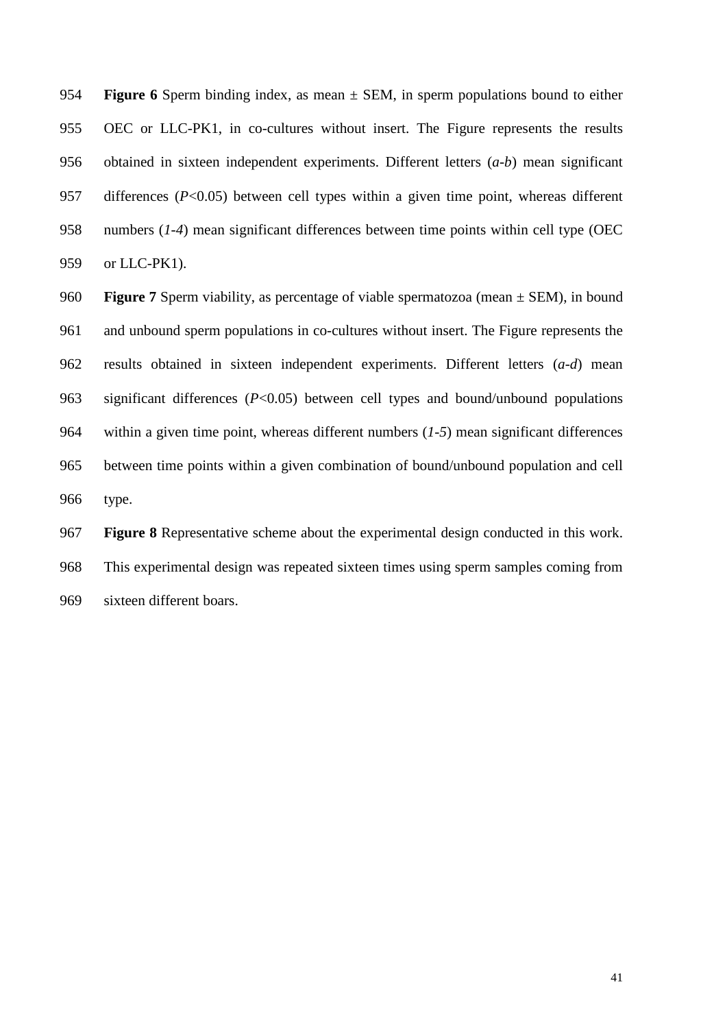**Figure 6** Sperm binding index, as mean ± SEM, in sperm populations bound to either OEC or LLC-PK1, in co-cultures without insert. The Figure represents the results obtained in sixteen independent experiments. Different letters (*a-b*) mean significant differences ($P$<0.05) between cell types within a given time point, whereas different numbers (*1-4*) mean significant differences between time points within cell type (OEC or LLC-PK1).

**Figure 7** Sperm viability, as percentage of viable spermatozoa (mean ± SEM), in bound and unbound sperm populations in co-cultures without insert. The Figure represents the results obtained in sixteen independent experiments. Different letters (*a-d*) mean significant differences ($P$<0.05) between cell types and bound/unbound populations within a given time point, whereas different numbers (*1-5*) mean significant differences between time points within a given combination of bound/unbound population and cell type.

**Figure 8** Representative scheme about the experimental design conducted in this work. This experimental design was repeated sixteen times using sperm samples coming from sixteen different boars.